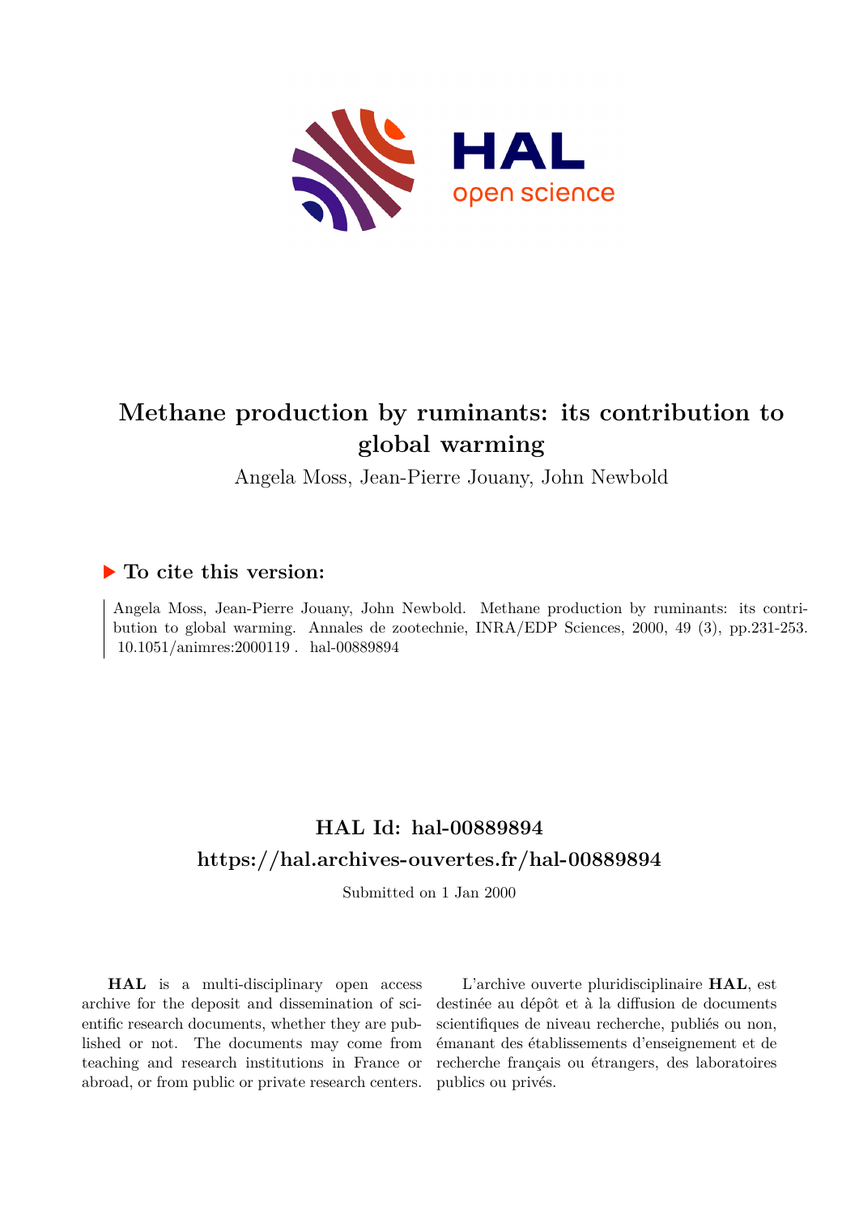# Methane production by ruminants: its contribution to global warming

Angela Moss, Jean-Pierre Jouany, John Newbold

## ▶ To cite this version:

Angela Moss, Jean-Pierre Jouany, John Newbold. Methane production by ruminants: its contribution to global warming. Annales de zootechnie, INRA/EDP Sciences, 2000, 49 (3), pp.231-253. 10.1051/animres:2000119 . hal-00889894

## HAL Id: hal-00889894

## https://hal.archives-ouvertes.fr/hal-00889894

Submitted on 1 Jan 2000

**HAL** is a multi-disciplinary open access archive for the deposit and dissemination of scientific research documents, whether they are published or not. The documents may come from teaching and research institutions in France or abroad, or from public or private research centers.

L'archive ouverte pluridisciplinaire **HAL**, est destinée au dépôt et à la diffusion de documents scientifiques de niveau recherche, publiés ou non, émanant des établissements d'enseignement et de recherche français ou étrangers, des laboratoires publics ou privés.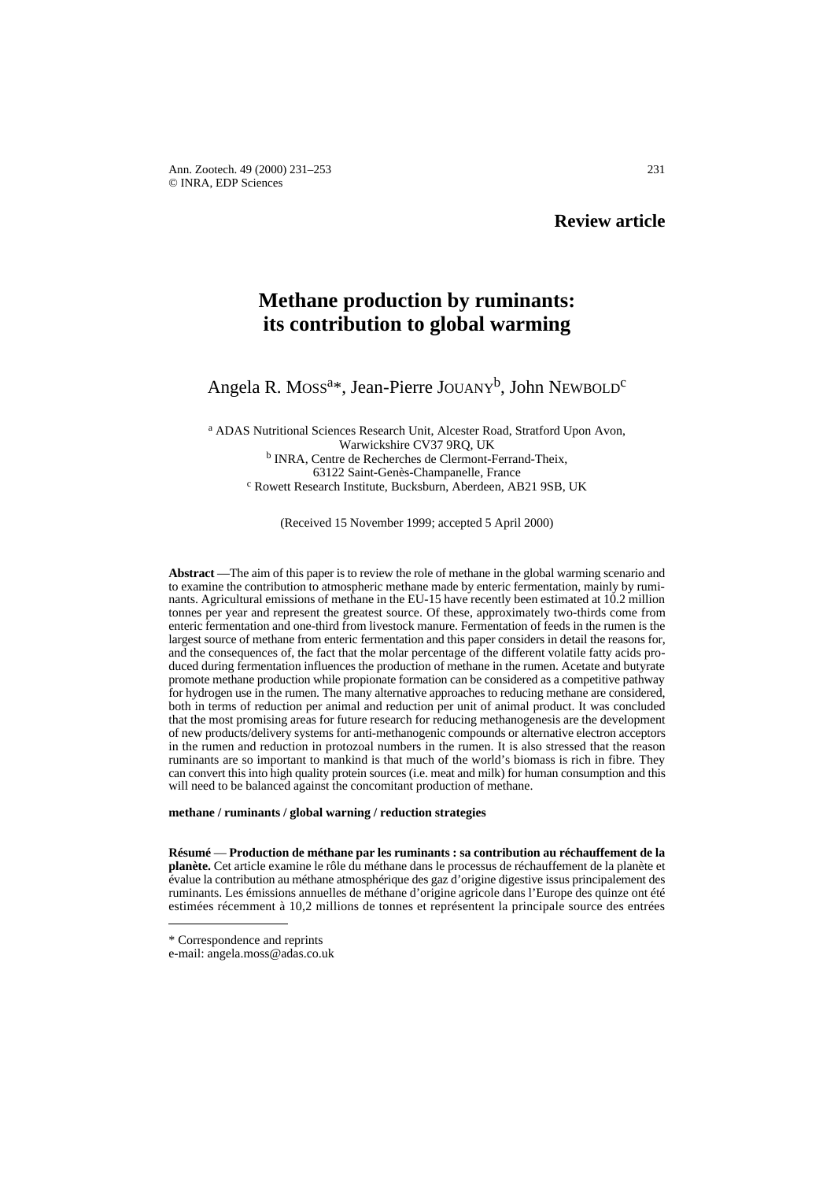**Review article**

# Methane production by ruminants: its contribution to global warming

Angela R. MOSS[a*], Jean-Pierre JOUANY[b], John NEWBOLD[c]

[a] ADAS Nutritional Sciences Research Unit, Alcester Road, Stratford Upon Avon, Warwickshire CV37 9RQ, UK
[b] INRA, Centre de Recherches de Clermont-Ferrand-Theix, 63122 Saint-Genès-Champanelle, France
[c] Rowett Research Institute, Bucksburn, Aberdeen, AB21 9SB, UK

(Received 15 November 1999; accepted 5 April 2000)

**Abstract** — The aim of this paper is to review the role of methane in the global warming scenario and to examine the contribution to atmospheric methane made by enteric fermentation, mainly by ruminants. Agricultural emissions of methane in the EU-15 have recently been estimated at 10.2 million tonnes per year and represent the greatest source. Of these, approximately two-thirds come from enteric fermentation and one-third from livestock manure. Fermentation of feeds in the rumen is the largest source of methane from enteric fermentation and this paper considers in detail the reasons for, and the consequences of, the fact that the molar percentage of the different volatile fatty acids produced during fermentation influences the production of methane in the rumen. Acetate and butyrate promote methane production while propionate formation can be considered as a competitive pathway for hydrogen use in the rumen. The many alternative approaches to reducing methane are considered, both in terms of reduction per animal and reduction per unit of animal product. It was concluded that the most promising areas for future research for reducing methanogenesis are the development of new products/delivery systems for anti-methanogenic compounds or alternative electron acceptors in the rumen and reduction in protozoal numbers in the rumen. It is also stressed that the reason ruminants are so important to mankind is that much of the world's biomass is rich in fibre. They can convert this into high quality protein sources (i.e. meat and milk) for human consumption and this will need to be balanced against the concomitant production of methane.

**methane / ruminants / global warning / reduction strategies**

**Résumé** — **Production de méthane par les ruminants : sa contribution au réchauffement de la planète.** Cet article examine le rôle du méthane dans le processus de réchauffement de la planète et évalue la contribution au méthane atmosphérique des gaz d'origine digestive issus principalement des ruminants. Les émissions annuelles de méthane d'origine agricole dans l'Europe des quinze ont été estimées récemment à 10,2 millions de tonnes et représentent la principale source des entrées

* Correspondence and reprints
e-mail: angela.moss@adas.co.uk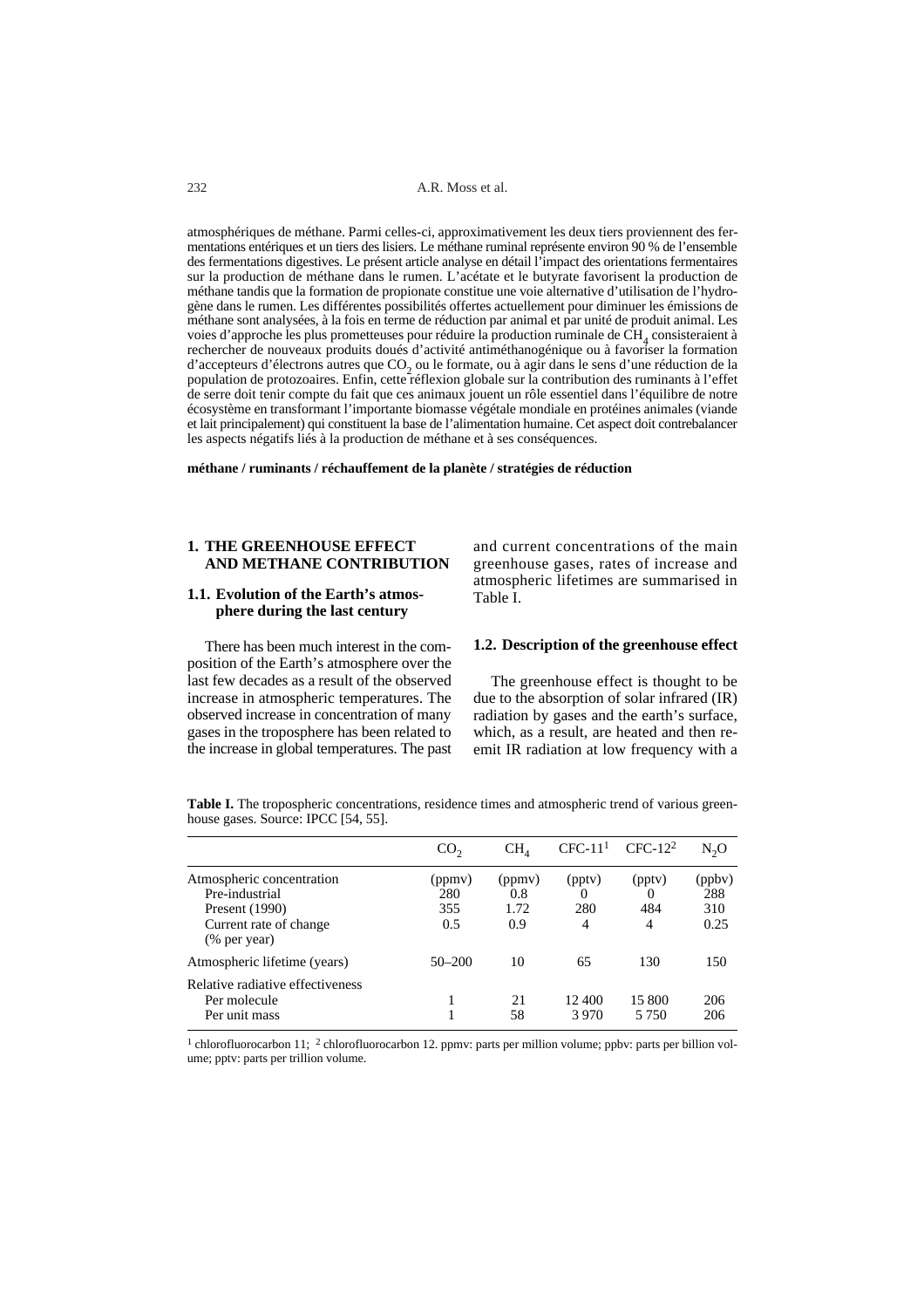atmosphériques de méthane. Parmi celles-ci, approximativement les deux tiers proviennent des fermentations entériques et un tiers des lisiers. Le méthane ruminal représente environ 90 % de l'ensemble des fermentations digestives. Le présent article analyse en détail l'impact des orientations fermentaires sur la production de méthane dans le rumen. L'acétate et le butyrate favorisent la production de méthane tandis que la formation de propionate constitue une voie alternative d'utilisation de l'hydrogène dans le rumen. Les différentes possibilités offertes actuellement pour diminuer les émissions de méthane sont analysées, à la fois en terme de réduction par animal et par unité de produit animal. Les voies d'approche les plus prometteuses pour réduire la production ruminale de $CH_4$ consisteraient à rechercher de nouveaux produits doués d'activité antiméthanogénique ou à favoriser la formation d'accepteurs d'électrons autres que $CO_2$ ou le formate, ou à agir dans le sens d'une réduction de la population de protozoaires. Enfin, cette réflexion globale sur la contribution des ruminants à l'effet de serre doit tenir compte du fait que ces animaux jouent un rôle essentiel dans l'équilibre de notre écosystème en transformant l'importante biomasse végétale mondiale en protéines animales (viande et lait principalement) qui constituent la base de l'alimentation humaine. Cet aspect doit contrebalancer les aspects négatifs liés à la production de méthane et à ses conséquences.

**méthane / ruminants / réchauffement de la planète / stratégies de réduction**

## 1. THE GREENHOUSE EFFECT AND METHANE CONTRIBUTION

### 1.1. Evolution of the Earth's atmosphere during the last century

There has been much interest in the composition of the Earth's atmosphere over the last few decades as a result of the observed increase in atmospheric temperatures. The observed increase in concentration of many gases in the troposphere has been related to the increase in global temperatures. The past and current concentrations of the main greenhouse gases, rates of increase and atmospheric lifetimes are summarised in Table I.

### 1.2. Description of the greenhouse effect

The greenhouse effect is thought to be due to the absorption of solar infrared (IR) radiation by gases and the earth's surface, which, as a result, are heated and then re-emit IR radiation at low frequency with a

**Table I.** The tropospheric concentrations, residence times and atmospheric trend of various greenhouse gases. Source: IPCC [54, 55].

| | $CO_2$ | $CH_4$ | CFC-11[1] | CFC-12[2] | $N_2O$ |
|---|---|---|---|---|---|
| Atmospheric concentration | (ppmv) | (ppmv) | (pptv) | (pptv) | (ppbv) |
| Pre-industrial | 280 | 0.8 | 0 | 0 | 288 |
| Present (1990) | 355 | 1.72 | 280 | 484 | 310 |
| Current rate of change (% per year) | 0.5 | 0.9 | 4 | 4 | 0.25 |
| Atmospheric lifetime (years) | 50–200 | 10 | 65 | 130 | 150 |
| Relative radiative effectiveness | | | | | |
| Per molecule | 1 | 21 | 12 400 | 15 800 | 206 |
| Per unit mass | 1 | 58 | 3 970 | 5 750 | 206 |

[1] chlorofluorocarbon 11; [2] chlorofluorocarbon 12. ppmv: parts per million volume; ppbv: parts per billion volume; pptv: parts per trillion volume.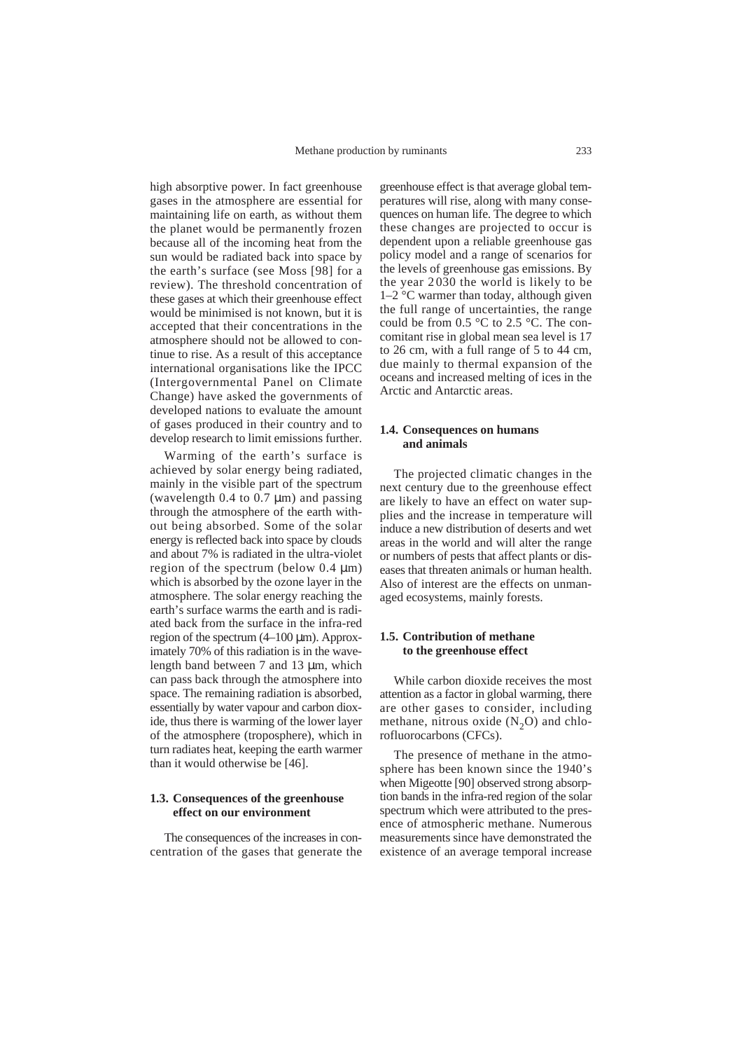high absorptive power. In fact greenhouse gases in the atmosphere are essential for maintaining life on earth, as without them the planet would be permanently frozen because all of the incoming heat from the sun would be radiated back into space by the earth's surface (see Moss [98] for a review). The threshold concentration of these gases at which their greenhouse effect would be minimised is not known, but it is accepted that their concentrations in the atmosphere should not be allowed to continue to rise. As a result of this acceptance international organisations like the IPCC (Intergovernmental Panel on Climate Change) have asked the governments of developed nations to evaluate the amount of gases produced in their country and to develop research to limit emissions further.

Warming of the earth's surface is achieved by solar energy being radiated, mainly in the visible part of the spectrum (wavelength 0.4 to 0.7 μm) and passing through the atmosphere of the earth without being absorbed. Some of the solar energy is reflected back into space by clouds and about 7% is radiated in the ultra-violet region of the spectrum (below 0.4 μm) which is absorbed by the ozone layer in the atmosphere. The solar energy reaching the earth's surface warms the earth and is radiated back from the surface in the infra-red region of the spectrum (4–100 μm). Approximately 70% of this radiation is in the wavelength band between 7 and 13 μm, which can pass back through the atmosphere into space. The remaining radiation is absorbed, essentially by water vapour and carbon dioxide, thus there is warming of the lower layer of the atmosphere (troposphere), which in turn radiates heat, keeping the earth warmer than it would otherwise be [46].

### 1.3. Consequences of the greenhouse effect on our environment

The consequences of the increases in concentration of the gases that generate the greenhouse effect is that average global temperatures will rise, along with many consequences on human life. The degree to which these changes are projected to occur is dependent upon a reliable greenhouse gas policy model and a range of scenarios for the levels of greenhouse gas emissions. By the year 2030 the world is likely to be 1–2 °C warmer than today, although given the full range of uncertainties, the range could be from 0.5 °C to 2.5 °C. The concomitant rise in global mean sea level is 17 to 26 cm, with a full range of 5 to 44 cm, due mainly to thermal expansion of the oceans and increased melting of ices in the Arctic and Antarctic areas.

### 1.4. Consequences on humans and animals

The projected climatic changes in the next century due to the greenhouse effect are likely to have an effect on water supplies and the increase in temperature will induce a new distribution of deserts and wet areas in the world and will alter the range or numbers of pests that affect plants or diseases that threaten animals or human health. Also of interest are the effects on unmanaged ecosystems, mainly forests.

### 1.5. Contribution of methane to the greenhouse effect

While carbon dioxide receives the most attention as a factor in global warming, there are other gases to consider, including methane, nitrous oxide ($N_2O$) and chlorofluorocarbons (CFCs).

The presence of methane in the atmosphere has been known since the 1940's when Migeotte [90] observed strong absorption bands in the infra-red region of the solar spectrum which were attributed to the presence of atmospheric methane. Numerous measurements since have demonstrated the existence of an average temporal increase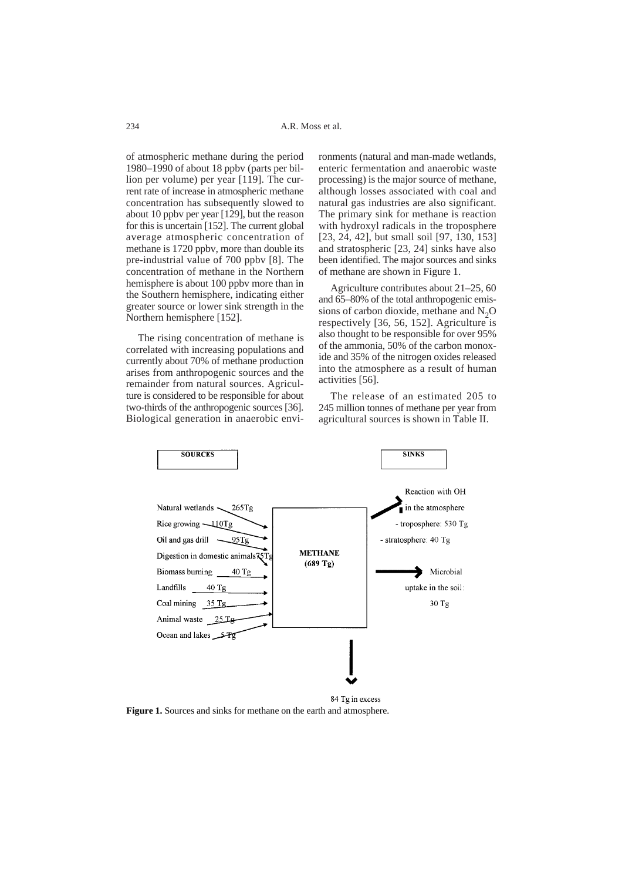of atmospheric methane during the period 1980–1990 of about 18 ppbv (parts per billion per volume) per year [119]. The current rate of increase in atmospheric methane concentration has subsequently slowed to about 10 ppbv per year [129], but the reason for this is uncertain [152]. The current global average atmospheric concentration of methane is 1720 ppbv, more than double its pre-industrial value of 700 ppbv [8]. The concentration of methane in the Northern hemisphere is about 100 ppbv more than in the Southern hemisphere, indicating either greater source or lower sink strength in the Northern hemisphere [152].

The rising concentration of methane is correlated with increasing populations and currently about 70% of methane production arises from anthropogenic sources and the remainder from natural sources. Agriculture is considered to be responsible for about two-thirds of the anthropogenic sources [36]. Biological generation in anaerobic environments (natural and man-made wetlands, enteric fermentation and anaerobic waste processing) is the major source of methane, although losses associated with coal and natural gas industries are also significant. The primary sink for methane is reaction with hydroxyl radicals in the troposphere [23, 24, 42], but small soil [97, 130, 153] and stratospheric [23, 24] sinks have also been identified. The major sources and sinks of methane are shown in Figure 1.

Agriculture contributes about 21–25, 60 and 65–80% of the total anthropogenic emissions of carbon dioxide, methane and $N_2O$ respectively [36, 56, 152]. Agriculture is also thought to be responsible for over 95% of the ammonia, 50% of the carbon monoxide and 35% of the nitrogen oxides released into the atmosphere as a result of human activities [56].

The release of an estimated 205 to 245 million tonnes of methane per year from agricultural sources is shown in Table II.

SOURCES

Natural wetlands 265Tg
Rice growing 110Tg
Oil and gas drill 95Tg
Digestion in domestic animals 75Tg
Biomass burning 40 Tg
Landfills 40 Tg
Coal mining 35 Tg
Animal waste 25 Tg
Ocean and lakes 5 Tg

METHANE (689 Tg)

SINKS

Reaction with OH in the atmosphere
- troposphere: 530 Tg
- stratosphere: 40 Tg

Microbial uptake in the soil: 30 Tg

84 Tg in excess

**Figure 1.** Sources and sinks for methane on the earth and atmosphere.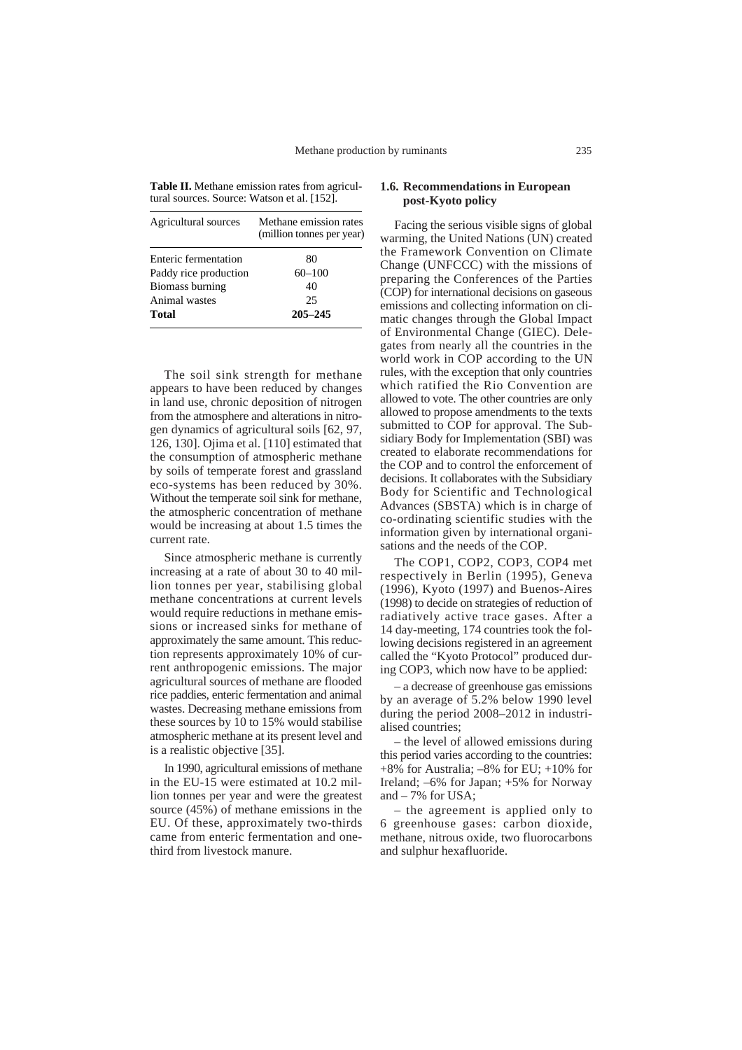**Table II.** Methane emission rates from agricultural sources. Source: Watson et al. [152].

| Agricultural sources | Methane emission rates (million tonnes per year) |
|---|---|
| Enteric fermentation | 80 |
| Paddy rice production | 60–100 |
| Biomass burning | 40 |
| Animal wastes | 25 |
| **Total** | **205–245** |

The soil sink strength for methane appears to have been reduced by changes in land use, chronic deposition of nitrogen from the atmosphere and alterations in nitrogen dynamics of agricultural soils [62, 97, 126, 130]. Ojima et al. [110] estimated that the consumption of atmospheric methane by soils of temperate forest and grassland eco-systems has been reduced by 30%. Without the temperate soil sink for methane, the atmospheric concentration of methane would be increasing at about 1.5 times the current rate.

Since atmospheric methane is currently increasing at a rate of about 30 to 40 million tonnes per year, stabilising global methane concentrations at current levels would require reductions in methane emissions or increased sinks for methane of approximately the same amount. This reduction represents approximately 10% of current anthropogenic emissions. The major agricultural sources of methane are flooded rice paddies, enteric fermentation and animal wastes. Decreasing methane emissions from these sources by 10 to 15% would stabilise atmospheric methane at its present level and is a realistic objective [35].

In 1990, agricultural emissions of methane in the EU-15 were estimated at 10.2 million tonnes per year and were the greatest source (45%) of methane emissions in the EU. Of these, approximately two-thirds came from enteric fermentation and one-third from livestock manure.

### 1.6. Recommendations in European post-Kyoto policy

Facing the serious visible signs of global warming, the United Nations (UN) created the Framework Convention on Climate Change (UNFCCC) with the missions of preparing the Conferences of the Parties (COP) for international decisions on gaseous emissions and collecting information on climatic changes through the Global Impact of Environmental Change (GIEC). Delegates from nearly all the countries in the world work in COP according to the UN rules, with the exception that only countries which ratified the Rio Convention are allowed to vote. The other countries are only allowed to propose amendments to the texts submitted to COP for approval. The Subsidiary Body for Implementation (SBI) was created to elaborate recommendations for the COP and to control the enforcement of decisions. It collaborates with the Subsidiary Body for Scientific and Technological Advances (SBSTA) which is in charge of co-ordinating scientific studies with the information given by international organisations and the needs of the COP.

The COP1, COP2, COP3, COP4 met respectively in Berlin (1995), Geneva (1996), Kyoto (1997) and Buenos-Aires (1998) to decide on strategies of reduction of radiatively active trace gases. After a 14 day-meeting, 174 countries took the following decisions registered in an agreement called the "Kyoto Protocol" produced during COP3, which now have to be applied:

– a decrease of greenhouse gas emissions by an average of 5.2% below 1990 level during the period 2008–2012 in industrialised countries;

– the level of allowed emissions during this period varies according to the countries: +8% for Australia; –8% for EU; +10% for Ireland; –6% for Japan; +5% for Norway and – 7% for USA;

– the agreement is applied only to 6 greenhouse gases: carbon dioxide, methane, nitrous oxide, two fluorocarbons and sulphur hexafluoride.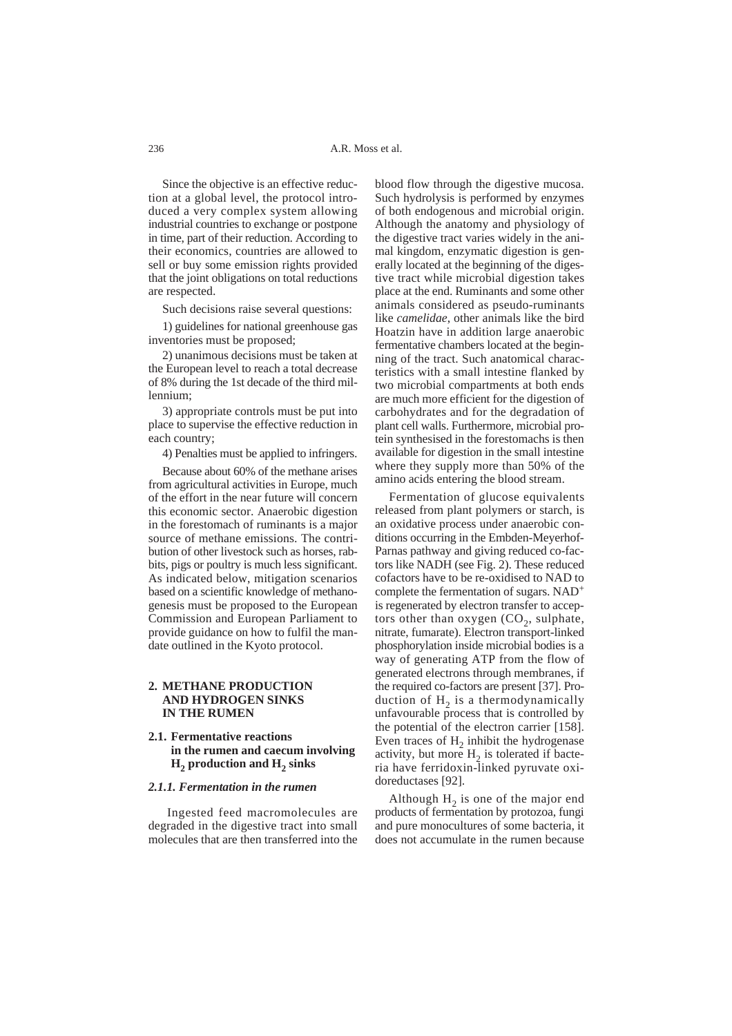Since the objective is an effective reduction at a global level, the protocol introduced a very complex system allowing industrial countries to exchange or postpone in time, part of their reduction. According to their economics, countries are allowed to sell or buy some emission rights provided that the joint obligations on total reductions are respected.

Such decisions raise several questions:

1) guidelines for national greenhouse gas inventories must be proposed;

2) unanimous decisions must be taken at the European level to reach a total decrease of 8% during the 1st decade of the third millennium;

3) appropriate controls must be put into place to supervise the effective reduction in each country;

4) Penalties must be applied to infringers.

Because about 60% of the methane arises from agricultural activities in Europe, much of the effort in the near future will concern this economic sector. Anaerobic digestion in the forestomach of ruminants is a major source of methane emissions. The contribution of other livestock such as horses, rabbits, pigs or poultry is much less significant. As indicated below, mitigation scenarios based on a scientific knowledge of methanogenesis must be proposed to the European Commission and European Parliament to provide guidance on how to fulfil the mandate outlined in the Kyoto protocol.

## 2. METHANE PRODUCTION AND HYDROGEN SINKS IN THE RUMEN

### 2.1. Fermentative reactions in the rumen and caecum involving $H_2$ production and $H_2$ sinks

#### *2.1.1. Fermentation in the rumen*

Ingested feed macromolecules are degraded in the digestive tract into small molecules that are then transferred into the blood flow through the digestive mucosa. Such hydrolysis is performed by enzymes of both endogenous and microbial origin. Although the anatomy and physiology of the digestive tract varies widely in the animal kingdom, enzymatic digestion is generally located at the beginning of the digestive tract while microbial digestion takes place at the end. Ruminants and some other animals considered as pseudo-ruminants like *camelidae*, other animals like the bird Hoatzin have in addition large anaerobic fermentative chambers located at the beginning of the tract. Such anatomical characteristics with a small intestine flanked by two microbial compartments at both ends are much more efficient for the digestion of carbohydrates and for the degradation of plant cell walls. Furthermore, microbial protein synthesised in the forestomachs is then available for digestion in the small intestine where they supply more than 50% of the amino acids entering the blood stream.

Fermentation of glucose equivalents released from plant polymers or starch, is an oxidative process under anaerobic conditions occurring in the Embden-Meyerhof-Parnas pathway and giving reduced co-factors like NADH (see Fig. 2). These reduced cofactors have to be re-oxidised to NAD to complete the fermentation of sugars. $NAD^+$ is regenerated by electron transfer to acceptors other than oxygen ($CO_2$, sulphate, nitrate, fumarate). Electron transport-linked phosphorylation inside microbial bodies is a way of generating ATP from the flow of generated electrons through membranes, if the required co-factors are present [37]. Production of $H_2$ is a thermodynamically unfavourable process that is controlled by the potential of the electron carrier [158]. Even traces of $H_2$ inhibit the hydrogenase activity, but more $H_2$ is tolerated if bacteria have ferridoxin-linked pyruvate oxidoreductases [92].

Although $H_2$ is one of the major end products of fermentation by protozoa, fungi and pure monocultures of some bacteria, it does not accumulate in the rumen because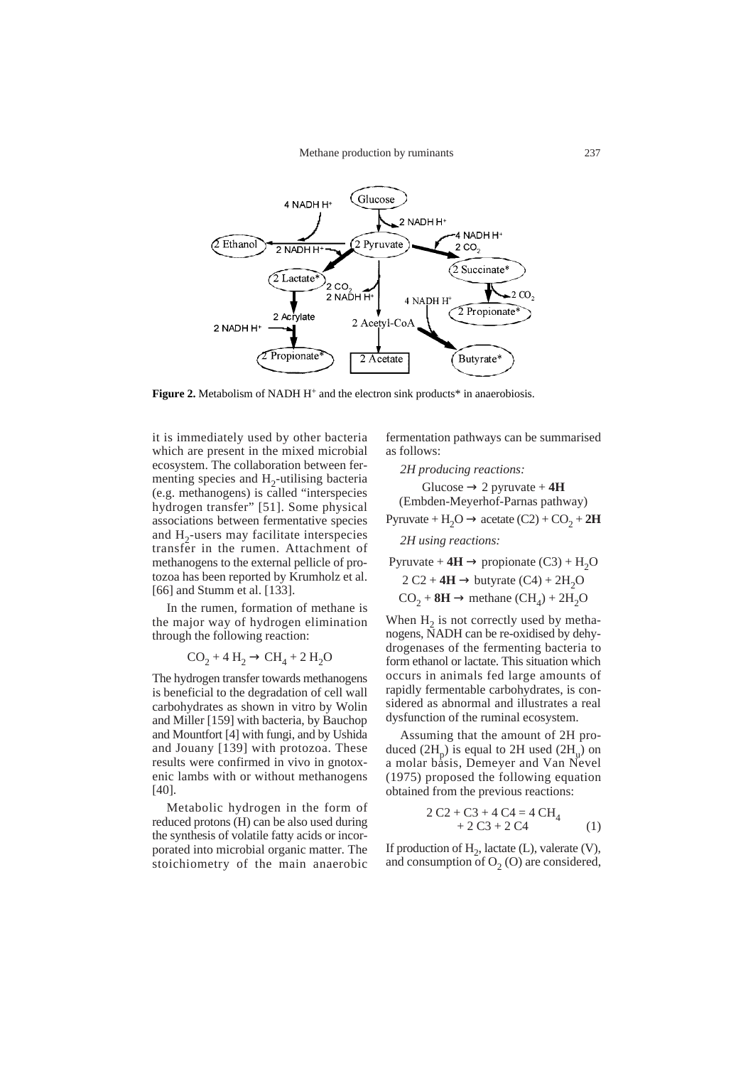**Figure 2.** Metabolism of NADH $H^+$ and the electron sink products* in anaerobiosis.

it is immediately used by other bacteria which are present in the mixed microbial ecosystem. The collaboration between fermenting species and $H_2$-utilising bacteria (e.g. methanogens) is called "interspecies hydrogen transfer" [51]. Some physical associations between fermentative species and $H_2$-users may facilitate interspecies transfer in the rumen. Attachment of methanogens to the external pellicle of protozoa has been reported by Krumholz et al. [66] and Stumm et al. [133].

In the rumen, formation of methane is the major way of hydrogen elimination through the following reaction:

$$CO_2 + 4\,H_2 \rightarrow CH_4 + 2\,H_2O$$

The hydrogen transfer towards methanogens is beneficial to the degradation of cell wall carbohydrates as shown in vitro by Wolin and Miller [159] with bacteria, by Bauchop and Mountfort [4] with fungi, and by Ushida and Jouany [139] with protozoa. These results were confirmed in vivo in gnotoxenic lambs with or without methanogens [40].

Metabolic hydrogen in the form of reduced protons (H) can be also used during the synthesis of volatile fatty acids or incorporated into microbial organic matter. The stoichiometry of the main anaerobic fermentation pathways can be summarised as follows:

*2H producing reactions:*

$$\text{Glucose} \rightarrow 2 \text{ pyruvate} + \mathbf{4H}$$
(Embden-Meyerhof-Parnas pathway)

$$\text{Pyruvate} + H_2O \rightarrow \text{acetate (C2)} + CO_2 + \mathbf{2H}$$

*2H using reactions:*

$$\text{Pyruvate} + \mathbf{4H} \rightarrow \text{propionate (C3)} + H_2O$$

$$2\text{ C2} + \mathbf{4H} \rightarrow \text{butyrate (C4)} + 2H_2O$$

$$CO_2 + \mathbf{8H} \rightarrow \text{methane } (CH_4) + 2H_2O$$

When $H_2$ is not correctly used by methanogens, NADH can be re-oxidised by dehydrogenases of the fermenting bacteria to form ethanol or lactate. This situation which occurs in animals fed large amounts of rapidly fermentable carbohydrates, is considered as abnormal and illustrates a real dysfunction of the ruminal ecosystem.

Assuming that the amount of 2H produced ($2H_p$) is equal to 2H used ($2H_u$) on a molar basis, Demeyer and Van Nevel (1975) proposed the following equation obtained from the previous reactions:

$$2\text{ C2} + \text{C3} + 4\text{ C4} = 4\text{ CH}_4 + 2\text{ C3} + 2\text{ C4} \qquad (1)$$

If production of $H_2$, lactate (L), valerate (V), and consumption of $O_2$ (O) are considered,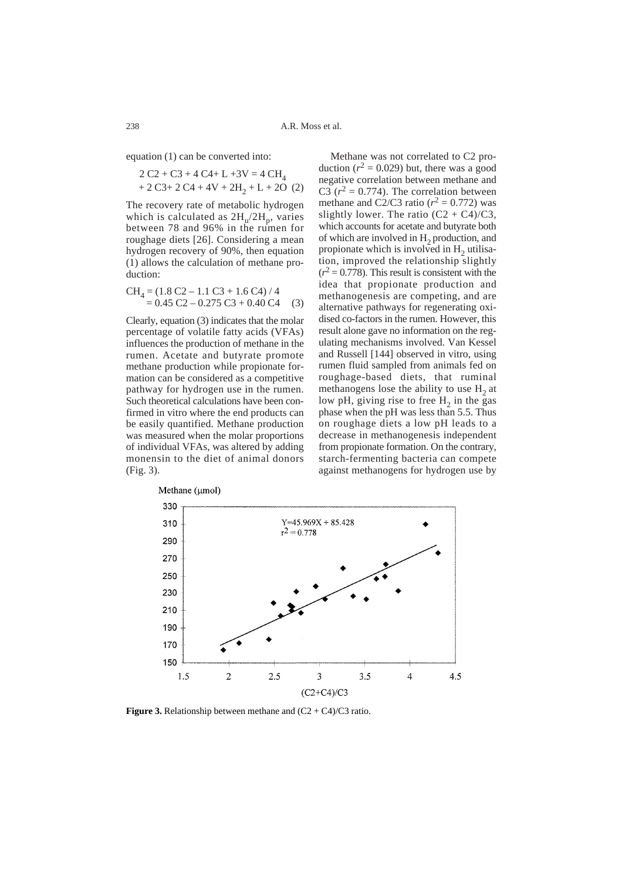equation (1) can be converted into:

$$2\ C2 + C3 + 4\ C4 + L + 3V = 4\ CH_4 + 2\ C3 + 2\ C4 + 4V + 2H_2 + L + 2O \quad (2)$$

The recovery rate of metabolic hydrogen which is calculated as $2H_u/2H_p$, varies between 78 and 96% in the rumen for roughage diets [26]. Considering a mean hydrogen recovery of 90%, then equation (1) allows the calculation of methane production:

$$CH_4 = (1.8\ C2 - 1.1\ C3 + 1.6\ C4)\ /\ 4 = 0.45\ C2 - 0.275\ C3 + 0.40\ C4 \quad (3)$$

Clearly, equation (3) indicates that the molar percentage of volatile fatty acids (VFAs) influences the production of methane in the rumen. Acetate and butyrate promote methane production while propionate formation can be considered as a competitive pathway for hydrogen use in the rumen. Such theoretical calculations have been confirmed in vitro where the end products can be easily quantified. Methane production was measured when the molar proportions of individual VFAs, was altered by adding monensin to the diet of animal donors (Fig. 3).

Methane was not correlated to C2 production ($r^2 = 0.029$) but, there was a good negative correlation between methane and C3 ($r^2 = 0.774$). The correlation between methane and C2/C3 ratio ($r^2 = 0.772$) was slightly lower. The ratio (C2 + C4)/C3, which accounts for acetate and butyrate both of which are involved in $H_2$ production, and propionate which is involved in $H_2$ utilisation, improved the relationship slightly ($r^2 = 0.778$). This result is consistent with the idea that propionate production and methanogenesis are competing, and are alternative pathways for regenerating oxidised co-factors in the rumen. However, this result alone gave no information on the regulating mechanisms involved. Van Kessel and Russell [144] observed in vitro, using rumen fluid sampled from animals fed on roughage-based diets, that ruminal methanogens lose the ability to use $H_2$ at low pH, giving rise to free $H_2$ in the gas phase when the pH was less than 5.5. Thus on roughage diets a low pH leads to a decrease in methanogenesis independent from propionate formation. On the contrary, starch-fermenting bacteria can compete against methanogens for hydrogen use by

**Figure 3.** Relationship between methane and (C2 + C4)/C3 ratio.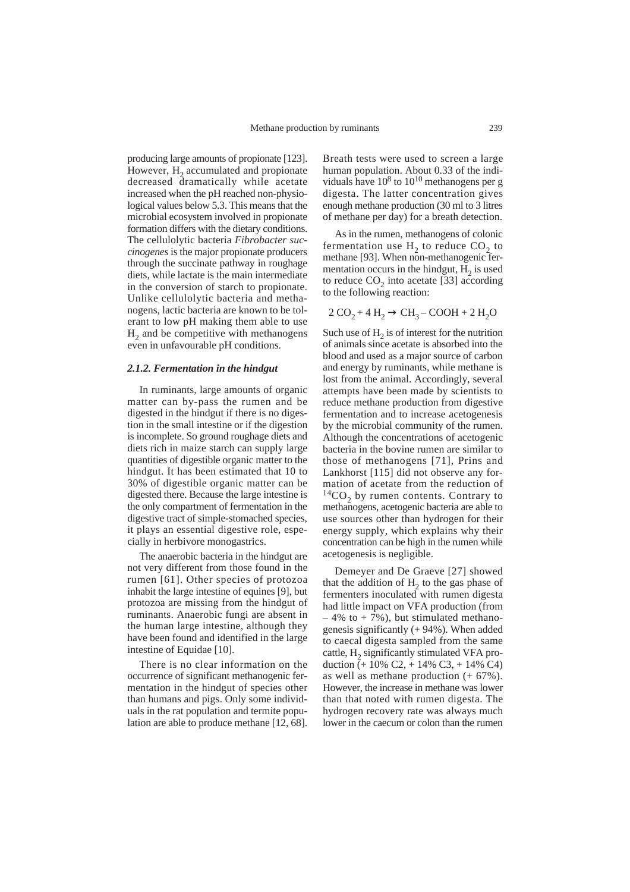producing large amounts of propionate [123]. However, $H_2$ accumulated and propionate decreased dramatically while acetate increased when the pH reached non-physiological values below 5.3. This means that the microbial ecosystem involved in propionate formation differs with the dietary conditions. The cellulolytic bacteria *Fibrobacter succinogenes* is the major propionate producers through the succinate pathway in roughage diets, while lactate is the main intermediate in the conversion of starch to propionate. Unlike cellulolytic bacteria and methanogens, lactic bacteria are known to be tolerant to low pH making them able to use $H_2$ and be competitive with methanogens even in unfavourable pH conditions.

### *2.1.2. Fermentation in the hindgut*

In ruminants, large amounts of organic matter can by-pass the rumen and be digested in the hindgut if there is no digestion in the small intestine or if the digestion is incomplete. So ground roughage diets and diets rich in maize starch can supply large quantities of digestible organic matter to the hindgut. It has been estimated that 10 to 30% of digestible organic matter can be digested there. Because the large intestine is the only compartment of fermentation in the digestive tract of simple-stomached species, it plays an essential digestive role, especially in herbivore monogastrics.

The anaerobic bacteria in the hindgut are not very different from those found in the rumen [61]. Other species of protozoa inhabit the large intestine of equines [9], but protozoa are missing from the hindgut of ruminants. Anaerobic fungi are absent in the human large intestine, although they have been found and identified in the large intestine of Equidae [10].

There is no clear information on the occurrence of significant methanogenic fermentation in the hindgut of species other than humans and pigs. Only some individuals in the rat population and termite population are able to produce methane [12, 68]. Breath tests were used to screen a large human population. About 0.33 of the individuals have $10^8$ to $10^{10}$ methanogens per g digesta. The latter concentration gives enough methane production (30 ml to 3 litres of methane per day) for a breath detection.

As in the rumen, methanogens of colonic fermentation use $H_2$ to reduce $CO_2$ to methane [93]. When non-methanogenic fermentation occurs in the hindgut, $H_2$ is used to reduce $CO_2$ into acetate [33] according to the following reaction:

$$2\,CO_2 + 4\,H_2 \rightarrow CH_3-COOH + 2\,H_2O$$

Such use of $H_2$ is of interest for the nutrition of animals since acetate is absorbed into the blood and used as a major source of carbon and energy by ruminants, while methane is lost from the animal. Accordingly, several attempts have been made by scientists to reduce methane production from digestive fermentation and to increase acetogenesis by the microbial community of the rumen. Although the concentrations of acetogenic bacteria in the bovine rumen are similar to those of methanogens [71], Prins and Lankhorst [115] did not observe any formation of acetate from the reduction of $^{14}CO_2$ by rumen contents. Contrary to methanogens, acetogenic bacteria are able to use sources other than hydrogen for their energy supply, which explains why their concentration can be high in the rumen while acetogenesis is negligible.

Demeyer and De Graeve [27] showed that the addition of $H_2$ to the gas phase of fermenters inoculated with rumen digesta had little impact on VFA production (from – 4% to + 7%), but stimulated methanogenesis significantly (+ 94%). When added to caecal digesta sampled from the same cattle, $H_2$ significantly stimulated VFA production (+ 10% C2, + 14% C3, + 14% C4) as well as methane production (+ 67%). However, the increase in methane was lower than that noted with rumen digesta. The hydrogen recovery rate was always much lower in the caecum or colon than the rumen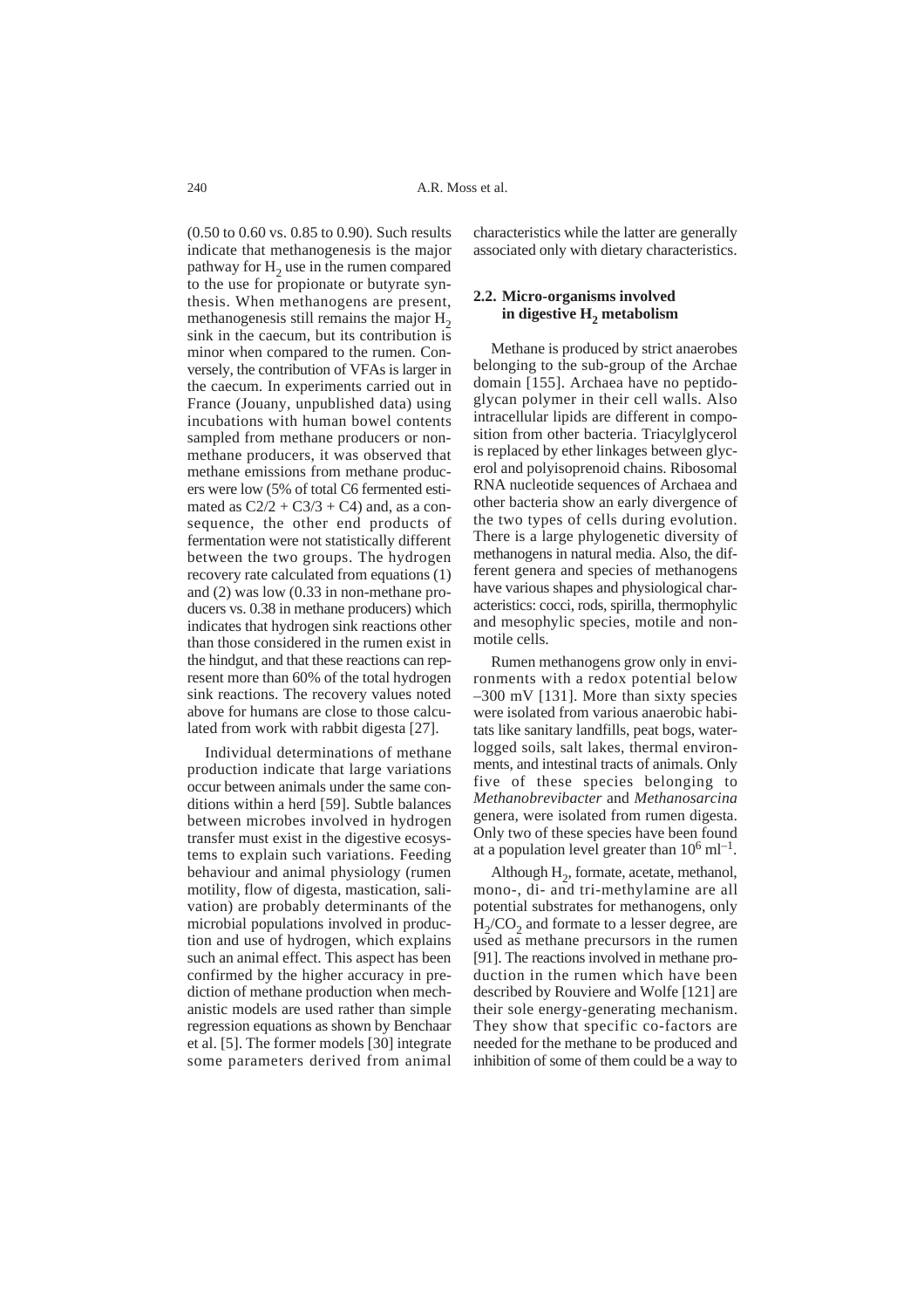(0.50 to 0.60 vs. 0.85 to 0.90). Such results indicate that methanogenesis is the major pathway for $H_2$ use in the rumen compared to the use for propionate or butyrate synthesis. When methanogens are present, methanogenesis still remains the major $H_2$ sink in the caecum, but its contribution is minor when compared to the rumen. Conversely, the contribution of VFAs is larger in the caecum. In experiments carried out in France (Jouany, unpublished data) using incubations with human bowel contents sampled from methane producers or non-methane producers, it was observed that methane emissions from methane producers were low (5% of total C6 fermented estimated as $C2/2 + C3/3 + C4$) and, as a consequence, the other end products of fermentation were not statistically different between the two groups. The hydrogen recovery rate calculated from equations (1) and (2) was low (0.33 in non-methane producers vs. 0.38 in methane producers) which indicates that hydrogen sink reactions other than those considered in the rumen exist in the hindgut, and that these reactions can represent more than 60% of the total hydrogen sink reactions. The recovery values noted above for humans are close to those calculated from work with rabbit digesta [27].

Individual determinations of methane production indicate that large variations occur between animals under the same conditions within a herd [59]. Subtle balances between microbes involved in hydrogen transfer must exist in the digestive ecosystems to explain such variations. Feeding behaviour and animal physiology (rumen motility, flow of digesta, mastication, salivation) are probably determinants of the microbial populations involved in production and use of hydrogen, which explains such an animal effect. This aspect has been confirmed by the higher accuracy in prediction of methane production when mechanistic models are used rather than simple regression equations as shown by Benchaar et al. [5]. The former models [30] integrate some parameters derived from animal characteristics while the latter are generally associated only with dietary characteristics.

### 2.2. Micro-organisms involved in digestive $H_2$ metabolism

Methane is produced by strict anaerobes belonging to the sub-group of the Archae domain [155]. Archaea have no peptidoglycan polymer in their cell walls. Also intracellular lipids are different in composition from other bacteria. Triacylglycerol is replaced by ether linkages between glycerol and polyisoprenoid chains. Ribosomal RNA nucleotide sequences of Archaea and other bacteria show an early divergence of the two types of cells during evolution. There is a large phylogenetic diversity of methanogens in natural media. Also, the different genera and species of methanogens have various shapes and physiological characteristics: cocci, rods, spirilla, thermophylic and mesophylic species, motile and non-motile cells.

Rumen methanogens grow only in environments with a redox potential below –300 mV [131]. More than sixty species were isolated from various anaerobic habitats like sanitary landfills, peat bogs, waterlogged soils, salt lakes, thermal environments, and intestinal tracts of animals. Only five of these species belonging to *Methanobrevibacter* and *Methanosarcina* genera, were isolated from rumen digesta. Only two of these species have been found at a population level greater than $10^6$ $ml^{-1}$.

Although $H_2$, formate, acetate, methanol, mono-, di- and tri-methylamine are all potential substrates for methanogens, only $H_2/CO_2$ and formate to a lesser degree, are used as methane precursors in the rumen [91]. The reactions involved in methane production in the rumen which have been described by Rouviere and Wolfe [121] are their sole energy-generating mechanism. They show that specific co-factors are needed for the methane to be produced and inhibition of some of them could be a way to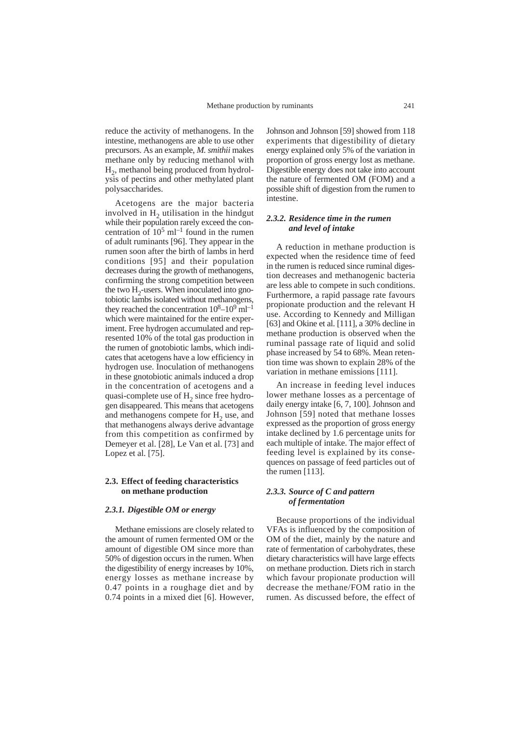reduce the activity of methanogens. In the intestine, methanogens are able to use other precursors. As an example, *M. smithii* makes methane only by reducing methanol with $H_2$, methanol being produced from hydrolysis of pectins and other methylated plant polysaccharides.

Acetogens are the major bacteria involved in $H_2$ utilisation in the hindgut while their population rarely exceed the concentration of $10^5$ $ml^{-1}$ found in the rumen of adult ruminants [96]. They appear in the rumen soon after the birth of lambs in herd conditions [95] and their population decreases during the growth of methanogens, confirming the strong competition between the two $H_2$-users. When inoculated into gnotobiotic lambs isolated without methanogens, they reached the concentration $10^8$–$10^9$ $ml^{-1}$ which were maintained for the entire experiment. Free hydrogen accumulated and represented 10% of the total gas production in the rumen of gnotobiotic lambs, which indicates that acetogens have a low efficiency in hydrogen use. Inoculation of methanogens in these gnotobiotic animals induced a drop in the concentration of acetogens and a quasi-complete use of $H_2$ since free hydrogen disappeared. This means that acetogens and methanogens compete for $H_2$ use, and that methanogens always derive advantage from this competition as confirmed by Demeyer et al. [28], Le Van et al. [73] and Lopez et al. [75].

## 2.3. Effect of feeding characteristics on methane production

### *2.3.1. Digestible OM or energy*

Methane emissions are closely related to the amount of rumen fermented OM or the amount of digestible OM since more than 50% of digestion occurs in the rumen. When the digestibility of energy increases by 10%, energy losses as methane increase by 0.47 points in a roughage diet and by 0.74 points in a mixed diet [6]. However, Johnson and Johnson [59] showed from 118 experiments that digestibility of dietary energy explained only 5% of the variation in proportion of gross energy lost as methane. Digestible energy does not take into account the nature of fermented OM (FOM) and a possible shift of digestion from the rumen to intestine.

### *2.3.2. Residence time in the rumen and level of intake*

A reduction in methane production is expected when the residence time of feed in the rumen is reduced since ruminal digestion decreases and methanogenic bacteria are less able to compete in such conditions. Furthermore, a rapid passage rate favours propionate production and the relevant H use. According to Kennedy and Milligan [63] and Okine et al. [111], a 30% decline in methane production is observed when the ruminal passage rate of liquid and solid phase increased by 54 to 68%. Mean retention time was shown to explain 28% of the variation in methane emissions [111].

An increase in feeding level induces lower methane losses as a percentage of daily energy intake [6, 7, 100]. Johnson and Johnson [59] noted that methane losses expressed as the proportion of gross energy intake declined by 1.6 percentage units for each multiple of intake. The major effect of feeding level is explained by its consequences on passage of feed particles out of the rumen [113].

### *2.3.3. Source of C and pattern of fermentation*

Because proportions of the individual VFAs is influenced by the composition of OM of the diet, mainly by the nature and rate of fermentation of carbohydrates, these dietary characteristics will have large effects on methane production. Diets rich in starch which favour propionate production will decrease the methane/FOM ratio in the rumen. As discussed before, the effect of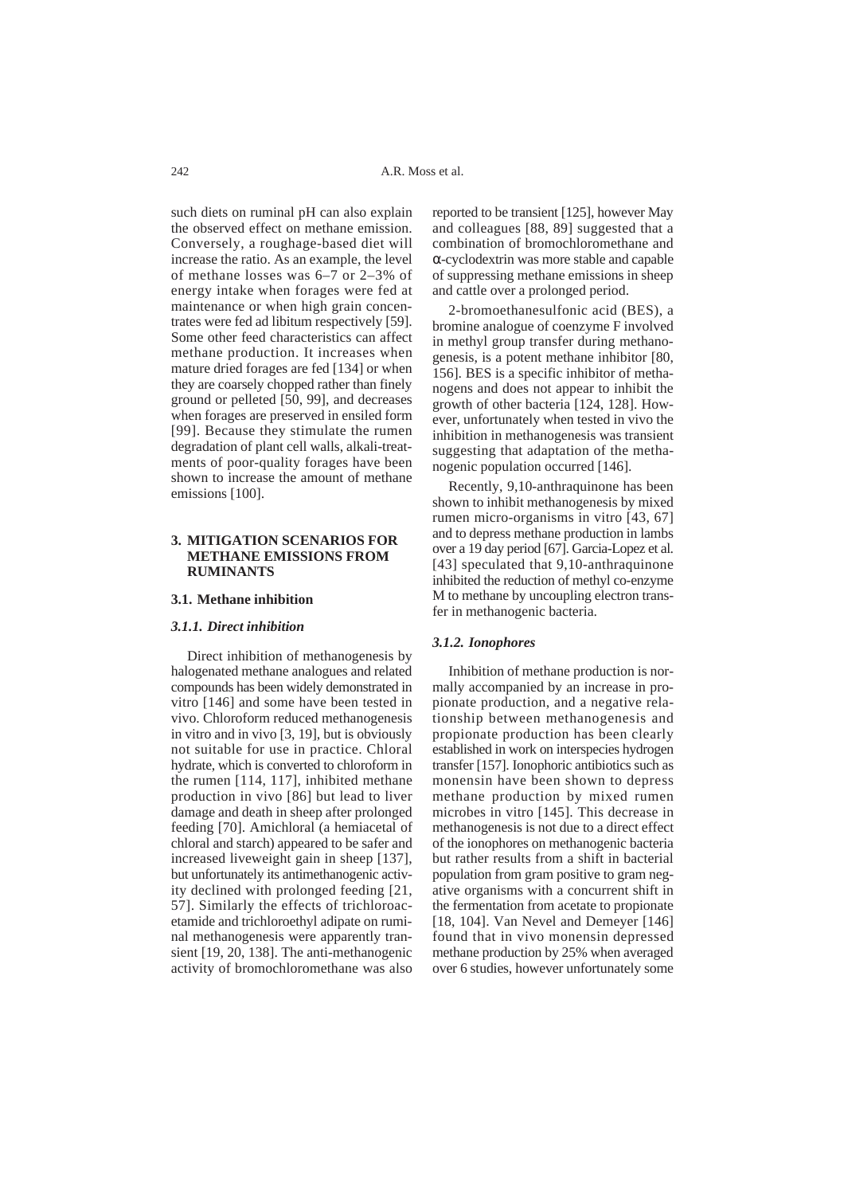such diets on ruminal pH can also explain the observed effect on methane emission. Conversely, a roughage-based diet will increase the ratio. As an example, the level of methane losses was 6–7 or 2–3% of energy intake when forages were fed at maintenance or when high grain concentrates were fed ad libitum respectively [59]. Some other feed characteristics can affect methane production. It increases when mature dried forages are fed [134] or when they are coarsely chopped rather than finely ground or pelleted [50, 99], and decreases when forages are preserved in ensiled form [99]. Because they stimulate the rumen degradation of plant cell walls, alkali-treatments of poor-quality forages have been shown to increase the amount of methane emissions [100].

## 3. MITIGATION SCENARIOS FOR METHANE EMISSIONS FROM RUMINANTS

### 3.1. Methane inhibition

#### *3.1.1. Direct inhibition*

Direct inhibition of methanogenesis by halogenated methane analogues and related compounds has been widely demonstrated in vitro [146] and some have been tested in vivo. Chloroform reduced methanogenesis in vitro and in vivo [3, 19], but is obviously not suitable for use in practice. Chloral hydrate, which is converted to chloroform in the rumen [114, 117], inhibited methane production in vivo [86] but lead to liver damage and death in sheep after prolonged feeding [70]. Amichloral (a hemiacetal of chloral and starch) appeared to be safer and increased liveweight gain in sheep [137], but unfortunately its antimethanogenic activity declined with prolonged feeding [21, 57]. Similarly the effects of trichloroacetamide and trichloroethyl adipate on ruminal methanogenesis were apparently transient [19, 20, 138]. The anti-methanogenic activity of bromochloromethane was also reported to be transient [125], however May and colleagues [88, 89] suggested that a combination of bromochloromethane and α-cyclodextrin was more stable and capable of suppressing methane emissions in sheep and cattle over a prolonged period.

2-bromoethanesulfonic acid (BES), a bromine analogue of coenzyme F involved in methyl group transfer during methanogenesis, is a potent methane inhibitor [80, 156]. BES is a specific inhibitor of methanogens and does not appear to inhibit the growth of other bacteria [124, 128]. However, unfortunately when tested in vivo the inhibition in methanogenesis was transient suggesting that adaptation of the methanogenic population occurred [146].

Recently, 9,10-anthraquinone has been shown to inhibit methanogenesis by mixed rumen micro-organisms in vitro [43, 67] and to depress methane production in lambs over a 19 day period [67]. Garcia-Lopez et al. [43] speculated that 9,10-anthraquinone inhibited the reduction of methyl co-enzyme M to methane by uncoupling electron transfer in methanogenic bacteria.

#### *3.1.2. Ionophores*

Inhibition of methane production is normally accompanied by an increase in propionate production, and a negative relationship between methanogenesis and propionate production has been clearly established in work on interspecies hydrogen transfer [157]. Ionophoric antibiotics such as monensin have been shown to depress methane production by mixed rumen microbes in vitro [145]. This decrease in methanogenesis is not due to a direct effect of the ionophores on methanogenic bacteria but rather results from a shift in bacterial population from gram positive to gram negative organisms with a concurrent shift in the fermentation from acetate to propionate [18, 104]. Van Nevel and Demeyer [146] found that in vivo monensin depressed methane production by 25% when averaged over 6 studies, however unfortunately some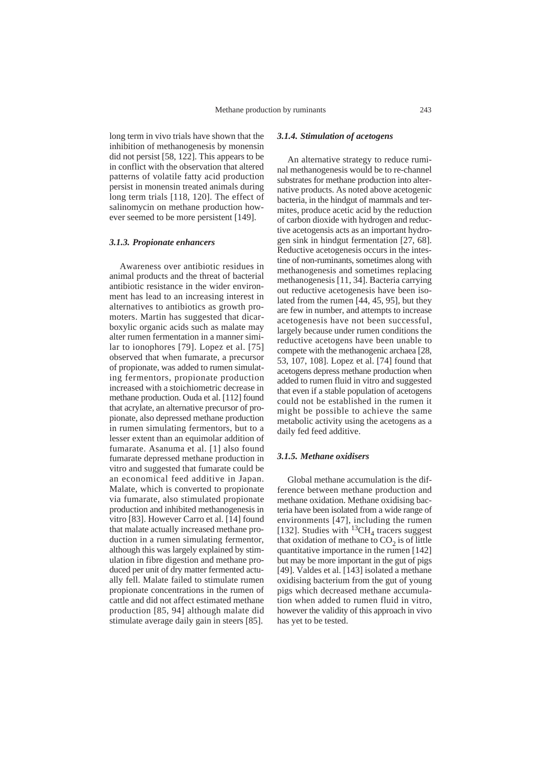long term in vivo trials have shown that the inhibition of methanogenesis by monensin did not persist [58, 122]. This appears to be in conflict with the observation that altered patterns of volatile fatty acid production persist in monensin treated animals during long term trials [118, 120]. The effect of salinomycin on methane production however seemed to be more persistent [149].

### *3.1.3. Propionate enhancers*

Awareness over antibiotic residues in animal products and the threat of bacterial antibiotic resistance in the wider environment has lead to an increasing interest in alternatives to antibiotics as growth promoters. Martin has suggested that dicarboxylic organic acids such as malate may alter rumen fermentation in a manner similar to ionophores [79]. Lopez et al. [75] observed that when fumarate, a precursor of propionate, was added to rumen simulating fermentors, propionate production increased with a stoichiometric decrease in methane production. Ouda et al. [112] found that acrylate, an alternative precursor of propionate, also depressed methane production in rumen simulating fermentors, but to a lesser extent than an equimolar addition of fumarate. Asanuma et al. [1] also found fumarate depressed methane production in vitro and suggested that fumarate could be an economical feed additive in Japan. Malate, which is converted to propionate via fumarate, also stimulated propionate production and inhibited methanogenesis in vitro [83]. However Carro et al. [14] found that malate actually increased methane production in a rumen simulating fermentor, although this was largely explained by stimulation in fibre digestion and methane produced per unit of dry matter fermented actually fell. Malate failed to stimulate rumen propionate concentrations in the rumen of cattle and did not affect estimated methane production [85, 94] although malate did stimulate average daily gain in steers [85].

### *3.1.4. Stimulation of acetogens*

An alternative strategy to reduce ruminal methanogenesis would be to re-channel substrates for methane production into alternative products. As noted above acetogenic bacteria, in the hindgut of mammals and termites, produce acetic acid by the reduction of carbon dioxide with hydrogen and reductive acetogensis acts as an important hydrogen sink in hindgut fermentation [27, 68]. Reductive acetogenesis occurs in the intestine of non-ruminants, sometimes along with methanogenesis and sometimes replacing methanogenesis [11, 34]. Bacteria carrying out reductive acetogenesis have been isolated from the rumen [44, 45, 95], but they are few in number, and attempts to increase acetogenesis have not been successful, largely because under rumen conditions the reductive acetogens have been unable to compete with the methanogenic archaea [28, 53, 107, 108]. Lopez et al. [74] found that acetogens depress methane production when added to rumen fluid in vitro and suggested that even if a stable population of acetogens could not be established in the rumen it might be possible to achieve the same metabolic activity using the acetogens as a daily fed feed additive.

### *3.1.5. Methane oxidisers*

Global methane accumulation is the difference between methane production and methane oxidation. Methane oxidising bacteria have been isolated from a wide range of environments [47], including the rumen [132]. Studies with $^{13}CH_4$ tracers suggest that oxidation of methane to $CO_2$ is of little quantitative importance in the rumen [142] but may be more important in the gut of pigs [49]. Valdes et al. [143] isolated a methane oxidising bacterium from the gut of young pigs which decreased methane accumulation when added to rumen fluid in vitro, however the validity of this approach in vivo has yet to be tested.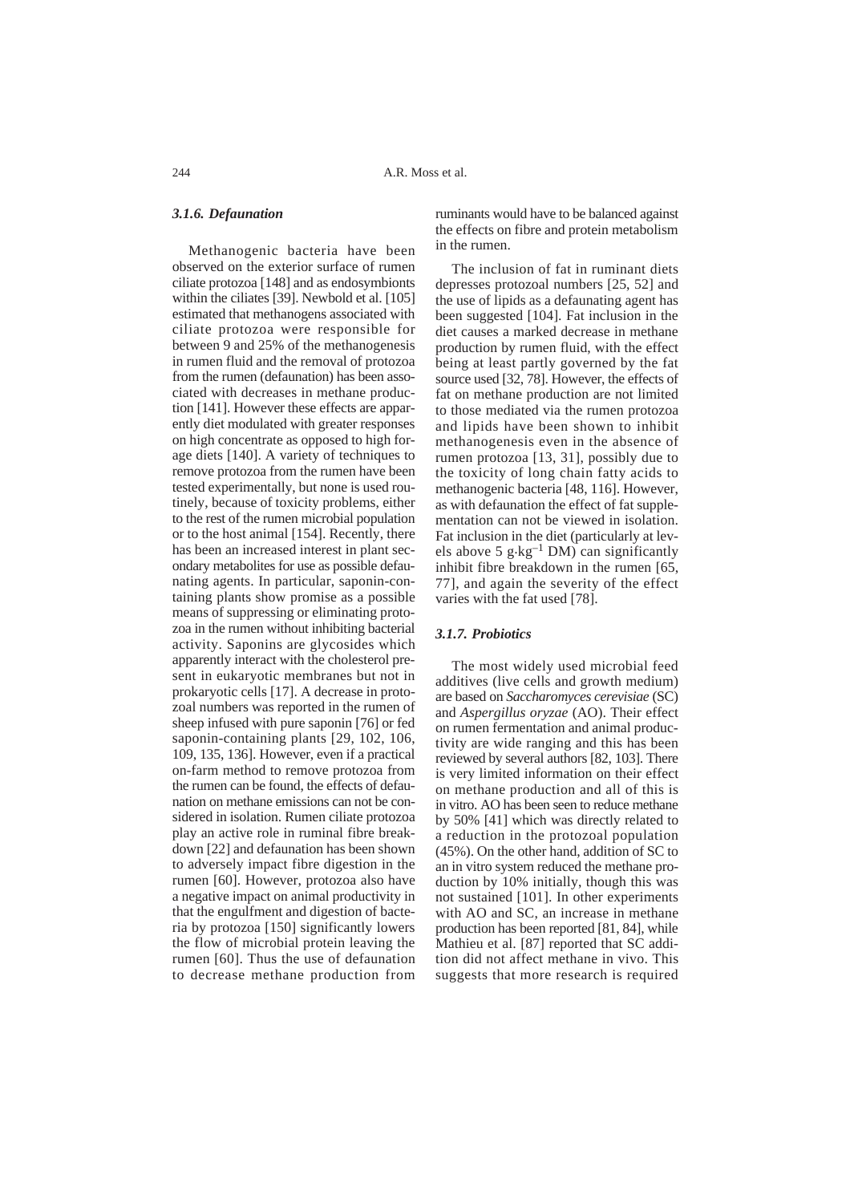### *3.1.6. Defaunation*

Methanogenic bacteria have been observed on the exterior surface of rumen ciliate protozoa [148] and as endosymbionts within the ciliates [39]. Newbold et al. [105] estimated that methanogens associated with ciliate protozoa were responsible for between 9 and 25% of the methanogenesis in rumen fluid and the removal of protozoa from the rumen (defaunation) has been associated with decreases in methane production [141]. However these effects are apparently diet modulated with greater responses on high concentrate as opposed to high forage diets [140]. A variety of techniques to remove protozoa from the rumen have been tested experimentally, but none is used routinely, because of toxicity problems, either to the rest of the rumen microbial population or to the host animal [154]. Recently, there has been an increased interest in plant secondary metabolites for use as possible defaunating agents. In particular, saponin-containing plants show promise as a possible means of suppressing or eliminating protozoa in the rumen without inhibiting bacterial activity. Saponins are glycosides which apparently interact with the cholesterol present in eukaryotic membranes but not in prokaryotic cells [17]. A decrease in protozoal numbers was reported in the rumen of sheep infused with pure saponin [76] or fed saponin-containing plants [29, 102, 106, 109, 135, 136]. However, even if a practical on-farm method to remove protozoa from the rumen can be found, the effects of defaunation on methane emissions can not be considered in isolation. Rumen ciliate protozoa play an active role in ruminal fibre breakdown [22] and defaunation has been shown to adversely impact fibre digestion in the rumen [60]. However, protozoa also have a negative impact on animal productivity in that the engulfment and digestion of bacteria by protozoa [150] significantly lowers the flow of microbial protein leaving the rumen [60]. Thus the use of defaunation to decrease methane production from ruminants would have to be balanced against the effects on fibre and protein metabolism in the rumen.

The inclusion of fat in ruminant diets depresses protozoal numbers [25, 52] and the use of lipids as a defaunating agent has been suggested [104]. Fat inclusion in the diet causes a marked decrease in methane production by rumen fluid, with the effect being at least partly governed by the fat source used [32, 78]. However, the effects of fat on methane production are not limited to those mediated via the rumen protozoa and lipids have been shown to inhibit methanogenesis even in the absence of rumen protozoa [13, 31], possibly due to the toxicity of long chain fatty acids to methanogenic bacteria [48, 116]. However, as with defaunation the effect of fat supplementation can not be viewed in isolation. Fat inclusion in the diet (particularly at levels above 5 $g \cdot kg^{-1}$ DM) can significantly inhibit fibre breakdown in the rumen [65, 77], and again the severity of the effect varies with the fat used [78].

### *3.1.7. Probiotics*

The most widely used microbial feed additives (live cells and growth medium) are based on *Saccharomyces cerevisiae* (SC) and *Aspergillus oryzae* (AO). Their effect on rumen fermentation and animal productivity are wide ranging and this has been reviewed by several authors [82, 103]. There is very limited information on their effect on methane production and all of this is in vitro. AO has been seen to reduce methane by 50% [41] which was directly related to a reduction in the protozoal population (45%). On the other hand, addition of SC to an in vitro system reduced the methane production by 10% initially, though this was not sustained [101]. In other experiments with AO and SC, an increase in methane production has been reported [81, 84], while Mathieu et al. [87] reported that SC addition did not affect methane in vivo. This suggests that more research is required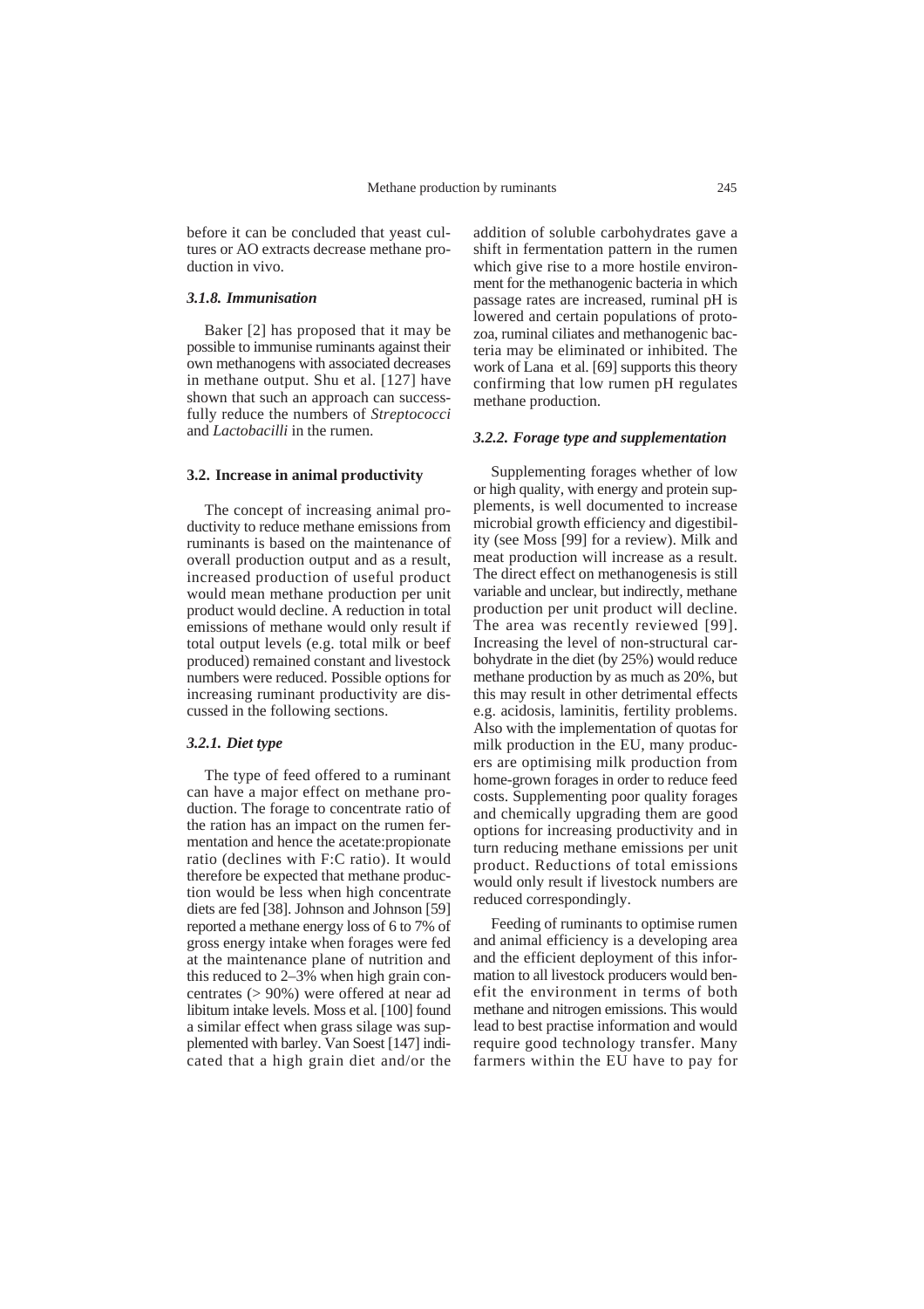before it can be concluded that yeast cultures or AO extracts decrease methane production in vivo.

#### *3.1.8. Immunisation*

Baker [2] has proposed that it may be possible to immunise ruminants against their own methanogens with associated decreases in methane output. Shu et al. [127] have shown that such an approach can successfully reduce the numbers of *Streptococci* and *Lactobacilli* in the rumen.

### 3.2. Increase in animal productivity

The concept of increasing animal productivity to reduce methane emissions from ruminants is based on the maintenance of overall production output and as a result, increased production of useful product would mean methane production per unit product would decline. A reduction in total emissions of methane would only result if total output levels (e.g. total milk or beef produced) remained constant and livestock numbers were reduced. Possible options for increasing ruminant productivity are discussed in the following sections.

#### *3.2.1. Diet type*

The type of feed offered to a ruminant can have a major effect on methane production. The forage to concentrate ratio of the ration has an impact on the rumen fermentation and hence the acetate:propionate ratio (declines with F:C ratio). It would therefore be expected that methane production would be less when high concentrate diets are fed [38]. Johnson and Johnson [59] reported a methane energy loss of 6 to 7% of gross energy intake when forages were fed at the maintenance plane of nutrition and this reduced to 2–3% when high grain concentrates (> 90%) were offered at near ad libitum intake levels. Moss et al. [100] found a similar effect when grass silage was supplemented with barley. Van Soest [147] indicated that a high grain diet and/or the addition of soluble carbohydrates gave a shift in fermentation pattern in the rumen which give rise to a more hostile environment for the methanogenic bacteria in which passage rates are increased, ruminal pH is lowered and certain populations of protozoa, ruminal ciliates and methanogenic bacteria may be eliminated or inhibited. The work of Lana et al. [69] supports this theory confirming that low rumen pH regulates methane production.

#### *3.2.2. Forage type and supplementation*

Supplementing forages whether of low or high quality, with energy and protein supplements, is well documented to increase microbial growth efficiency and digestibility (see Moss [99] for a review). Milk and meat production will increase as a result. The direct effect on methanogenesis is still variable and unclear, but indirectly, methane production per unit product will decline. The area was recently reviewed [99]. Increasing the level of non-structural carbohydrate in the diet (by 25%) would reduce methane production by as much as 20%, but this may result in other detrimental effects e.g. acidosis, laminitis, fertility problems. Also with the implementation of quotas for milk production in the EU, many producers are optimising milk production from home-grown forages in order to reduce feed costs. Supplementing poor quality forages and chemically upgrading them are good options for increasing productivity and in turn reducing methane emissions per unit product. Reductions of total emissions would only result if livestock numbers are reduced correspondingly.

Feeding of ruminants to optimise rumen and animal efficiency is a developing area and the efficient deployment of this information to all livestock producers would benefit the environment in terms of both methane and nitrogen emissions. This would lead to best practise information and would require good technology transfer. Many farmers within the EU have to pay for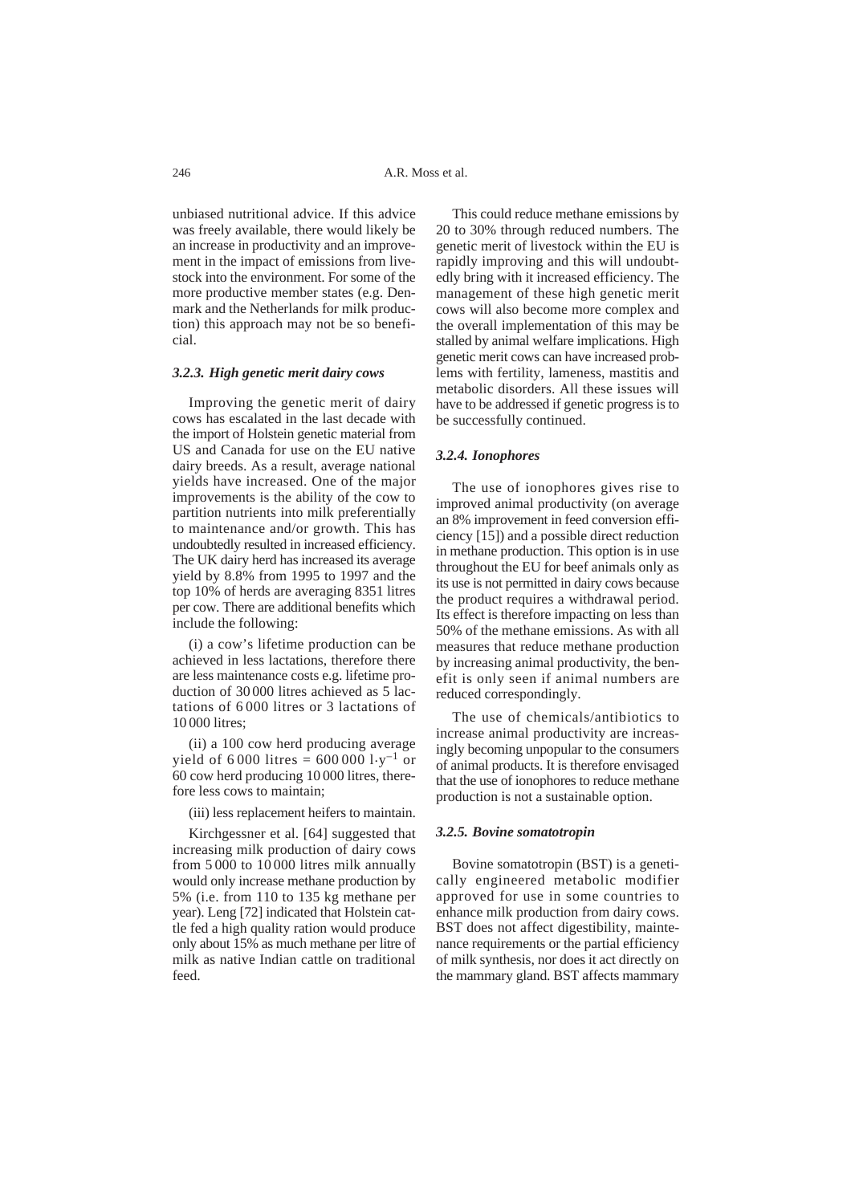unbiased nutritional advice. If this advice was freely available, there would likely be an increase in productivity and an improvement in the impact of emissions from livestock into the environment. For some of the more productive member states (e.g. Denmark and the Netherlands for milk production) this approach may not be so beneficial.

### *3.2.3. High genetic merit dairy cows*

Improving the genetic merit of dairy cows has escalated in the last decade with the import of Holstein genetic material from US and Canada for use on the EU native dairy breeds. As a result, average national yields have increased. One of the major improvements is the ability of the cow to partition nutrients into milk preferentially to maintenance and/or growth. This has undoubtedly resulted in increased efficiency. The UK dairy herd has increased its average yield by 8.8% from 1995 to 1997 and the top 10% of herds are averaging 8351 litres per cow. There are additional benefits which include the following:

(i) a cow's lifetime production can be achieved in less lactations, therefore there are less maintenance costs e.g. lifetime production of 30 000 litres achieved as 5 lactations of 6 000 litres or 3 lactations of 10 000 litres;

(ii) a 100 cow herd producing average yield of 6 000 litres = 600 000 $l \cdot y^{-1}$ or 60 cow herd producing 10 000 litres, therefore less cows to maintain;

(iii) less replacement heifers to maintain.

Kirchgessner et al. [64] suggested that increasing milk production of dairy cows from 5 000 to 10 000 litres milk annually would only increase methane production by 5% (i.e. from 110 to 135 kg methane per year). Leng [72] indicated that Holstein cattle fed a high quality ration would produce only about 15% as much methane per litre of milk as native Indian cattle on traditional feed.

This could reduce methane emissions by 20 to 30% through reduced numbers. The genetic merit of livestock within the EU is rapidly improving and this will undoubtedly bring with it increased efficiency. The management of these high genetic merit cows will also become more complex and the overall implementation of this may be stalled by animal welfare implications. High genetic merit cows can have increased problems with fertility, lameness, mastitis and metabolic disorders. All these issues will have to be addressed if genetic progress is to be successfully continued.

### *3.2.4. Ionophores*

The use of ionophores gives rise to improved animal productivity (on average an 8% improvement in feed conversion efficiency [15]) and a possible direct reduction in methane production. This option is in use throughout the EU for beef animals only as its use is not permitted in dairy cows because the product requires a withdrawal period. Its effect is therefore impacting on less than 50% of the methane emissions. As with all measures that reduce methane production by increasing animal productivity, the benefit is only seen if animal numbers are reduced correspondingly.

The use of chemicals/antibiotics to increase animal productivity are increasingly becoming unpopular to the consumers of animal products. It is therefore envisaged that the use of ionophores to reduce methane production is not a sustainable option.

### *3.2.5. Bovine somatotropin*

Bovine somatotropin (BST) is a genetically engineered metabolic modifier approved for use in some countries to enhance milk production from dairy cows. BST does not affect digestibility, maintenance requirements or the partial efficiency of milk synthesis, nor does it act directly on the mammary gland. BST affects mammary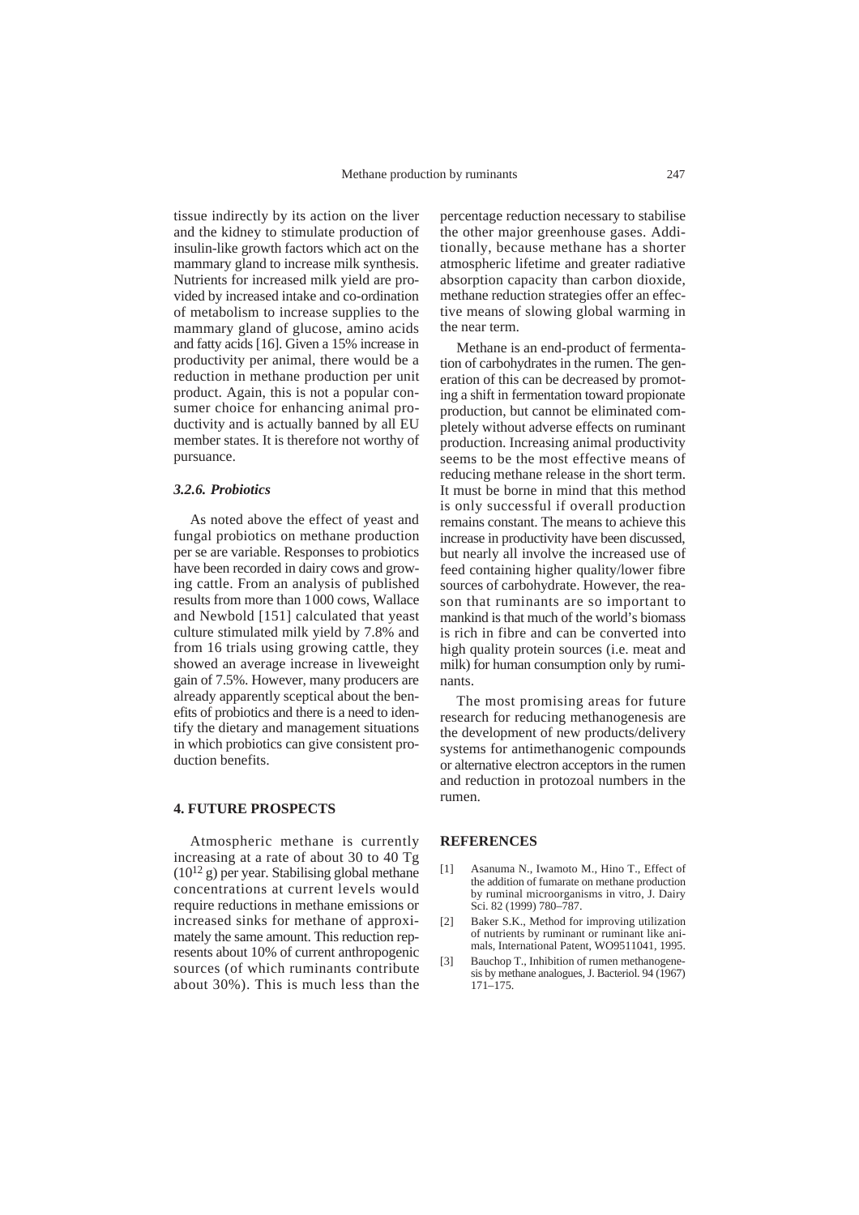tissue indirectly by its action on the liver and the kidney to stimulate production of insulin-like growth factors which act on the mammary gland to increase milk synthesis. Nutrients for increased milk yield are provided by increased intake and co-ordination of metabolism to increase supplies to the mammary gland of glucose, amino acids and fatty acids [16]. Given a 15% increase in productivity per animal, there would be a reduction in methane production per unit product. Again, this is not a popular consumer choice for enhancing animal productivity and is actually banned by all EU member states. It is therefore not worthy of pursuance.

#### *3.2.6. Probiotics*

As noted above the effect of yeast and fungal probiotics on methane production per se are variable. Responses to probiotics have been recorded in dairy cows and growing cattle. From an analysis of published results from more than 1000 cows, Wallace and Newbold [151] calculated that yeast culture stimulated milk yield by 7.8% and from 16 trials using growing cattle, they showed an average increase in liveweight gain of 7.5%. However, many producers are already apparently sceptical about the benefits of probiotics and there is a need to identify the dietary and management situations in which probiotics can give consistent production benefits.

## 4. FUTURE PROSPECTS

Atmospheric methane is currently increasing at a rate of about 30 to 40 Tg ($10^{12}$ g) per year. Stabilising global methane concentrations at current levels would require reductions in methane emissions or increased sinks for methane of approximately the same amount. This reduction represents about 10% of current anthropogenic sources (of which ruminants contribute about 30%). This is much less than the percentage reduction necessary to stabilise the other major greenhouse gases. Additionally, because methane has a shorter atmospheric lifetime and greater radiative absorption capacity than carbon dioxide, methane reduction strategies offer an effective means of slowing global warming in the near term.

Methane is an end-product of fermentation of carbohydrates in the rumen. The generation of this can be decreased by promoting a shift in fermentation toward propionate production, but cannot be eliminated completely without adverse effects on ruminant production. Increasing animal productivity seems to be the most effective means of reducing methane release in the short term. It must be borne in mind that this method is only successful if overall production remains constant. The means to achieve this increase in productivity have been discussed, but nearly all involve the increased use of feed containing higher quality/lower fibre sources of carbohydrate. However, the reason that ruminants are so important to mankind is that much of the world's biomass is rich in fibre and can be converted into high quality protein sources (i.e. meat and milk) for human consumption only by ruminants.

The most promising areas for future research for reducing methanogenesis are the development of new products/delivery systems for antimethanogenic compounds or alternative electron acceptors in the rumen and reduction in protozoal numbers in the rumen.

## REFERENCES

[1] Asanuma N., Iwamoto M., Hino T., Effect of the addition of fumarate on methane production by ruminal microorganisms in vitro, J. Dairy Sci. 82 (1999) 780–787.

[2] Baker S.K., Method for improving utilization of nutrients by ruminant or ruminant like animals, International Patent, WO9511041, 1995.

[3] Bauchop T., Inhibition of rumen methanogenesis by methane analogues, J. Bacteriol. 94 (1967) 171–175.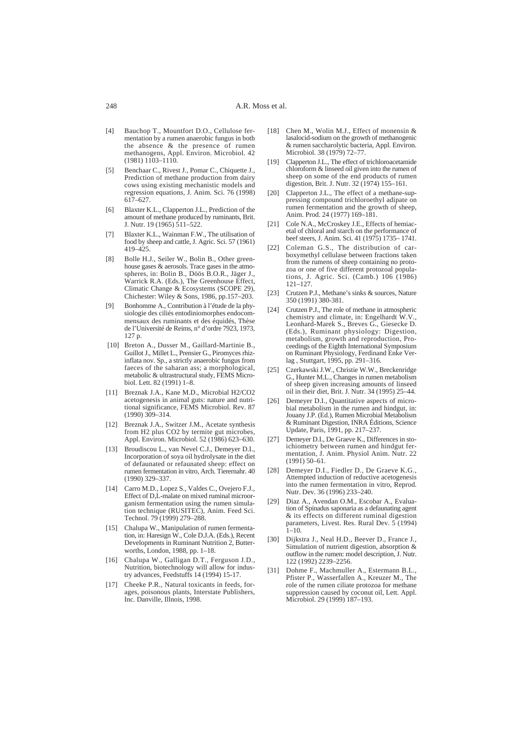[4] Bauchop T., Mountfort D.O., Cellulose fermentation by a rumen anaerobic fungus in both the absence & the presence of rumen methanogens, Appl. Environ. Microbiol. 42 (1981) 1103–1110.

[5] Benchaar C., Rivest J., Pomar C., Chiquette J., Prediction of methane production from dairy cows using existing mechanistic models and regression equations, J. Anim. Sci. 76 (1998) 617–627.

[6] Blaxter K.L., Clapperton J.L., Prediction of the amount of methane produced by ruminants, Brit. J. Nutr. 19 (1965) 511–522.

[7] Blaxter K.L., Wainman F.W., The utilisation of food by sheep and cattle, J. Agric. Sci. 57 (1961) 419–425.

[8] Bolle H.J., Seiler W., Bolin B., Other greenhouse gases & aerosols. Trace gases in the atmospheres, in: Bolin B., Döös B.O.R., Jäger J., Warrick R.A. (Eds.), The Greenhouse Effect, Climatic Change & Ecosystems (SCOPE 29), Chichester: Wiley & Sons, 1986, pp.157–203.

[9] Bonhomme A., Contribution à l'étude de la physiologie des ciliés entodiniomorphes endocommensaux des ruminants et des équidés, Thèse de l'Université de Reims, n° d'ordre 7923, 1973, 127 p.

[10] Breton A., Dusser M., Gaillard-Martinie B., Guillot J., Millet L., Prensier G., Piromyces rhizinflata nov. Sp., a strictly anaerobic fungus from faeces of the saharan ass; a morphological, metabolic & ultrastructural study, FEMS Microbiol. Lett. 82 (1991) 1–8.

[11] Breznak J.A., Kane M.D., Microbial H2/CO2 acetogenesis in animal guts: nature and nutritional significance, FEMS Microbiol. Rev. 87 (1990) 309–314.

[12] Breznak J.A., Switzer J.M., Acetate synthesis from H2 plus CO2 by termite gut microbes, Appl. Environ. Microbiol. 52 (1986) 623–630.

[13] Broudiscou L., van Nevel C.J., Demeyer D.I., Incorporation of soya oil hydrolysate in the diet of defaunated or refaunated sheep: effect on rumen fermentation in vitro, Arch. Tierernahr. 40 (1990) 329–337.

[14] Carro M.D., Lopez S., Valdes C., Ovejero F.J., Effect of D,L-malate on mixed ruminal microorganism fermentation using the rumen simulation technique (RUSITEC), Anim. Feed Sci. Technol. 79 (1999) 279–288.

[15] Chalupa W., Manipulation of rumen fermentation, in: Haresign W., Cole D.J.A. (Eds.), Recent Developments in Ruminant Nutrition 2, Butterworths, London, 1988, pp. 1–18.

[16] Chalupa W., Galligan D.T., Ferguson J.D., Nutrition, biotechnology will allow for industry advances, Feedstuffs 14 (1994) 15-17.

[17] Cheeke P.R., Natural toxicants in feeds, forages, poisonous plants, Interstate Publishers, Inc. Danville, Illnois, 1998.

[18] Chen M., Wolin M.J., Effect of monensin & lasalocid-sodium on the growth of methanogenic & rumen saccharolytic bacteria, Appl. Environ. Microbiol. 38 (1979) 72–77.

[19] Clapperton J.L., The effect of trichloroacetamide chloroform & linseed oil given into the rumen of sheep on some of the end products of rumen digestion, Brit. J. Nutr. 32 (1974) 155–161.

[20] Clapperton J.L., The effect of a methane-suppressing compound trichloroethyl adipate on rumen fermentation and the growth of sheep, Anim. Prod. 24 (1977) 169–181.

[21] Cole N.A., McCroskey J.E., Effects of hemiacetal of chloral and starch on the performance of beef steers, J. Anim. Sci. 41 (1975) 1735– 1741.

[22] Coleman G.S., The distribution of carboxymethyl cellulase between fractions taken from the rumens of sheep containing no protozoa or one of five different protozoal populations, J. Agric. Sci. (Camb.) 106 (1986) 121–127.

[23] Crutzen P.J., Methane's sinks & sources, Nature 350 (1991) 380-381.

[24] Crutzen P.J., The role of methane in atmospheric chemistry and climate, in: Engelhardt W.V., Leonhard-Marek S., Breves G., Giesecke D. (Eds.), Ruminant physiology: Digestion, metabolism, growth and reproduction, Proceedings of the Eighth International Symposium on Ruminant Physiology, Ferdinand Enke Verlag , Stuttgart, 1995, pp. 291–316.

[25] Czerkawski J.W., Christie W.W., Breckenridge G., Hunter M.L., Changes in rumen metabolism of sheep given increasing amounts of linseed oil in their diet, Brit. J. Nutr. 34 (1995) 25–44.

[26] Demeyer D.I., Quantitative aspects of microbial metabolism in the rumen and hindgut, in: Jouany J.P. (Ed.), Rumen Microbial Metabolism & Ruminant Digestion, INRA Éditions, Science Update, Paris, 1991, pp. 217–237.

[27] Demeyer D.I., De Graeve K., Differences in stoichiometry between rumen and hindgut fermentation, J. Anim. Physiol Anim. Nutr. 22 (1991) 50–61.

[28] Demeyer D.I., Fiedler D., De Graeve K.G., Attempted induction of reductive acetogenesis into the rumen fermentation in vitro, Reprod. Nutr. Dev. 36 (1996) 233–240.

[29] Diaz A., Avendan O.M., Escobar A., Evaluation of Spinadus saponaria as a defaunating agent & its effects on different ruminal digestion parameters, Livest. Res. Rural Dev. 5 (1994) 1–10.

[30] Dijkstra J., Neal H.D., Beever D., France J., Simulation of nutrient digestion, absorption & outflow in the rumen: model description, J. Nutr. 122 (1992) 2239–2256.

[31] Dohme F., Machmuller A., Estermann B.L., Pfister P., Wasserfallen A., Kreuzer M., The role of the rumen ciliate protozoa for methane suppression caused by coconut oil, Lett. Appl. Microbiol. 29 (1999) 187–193.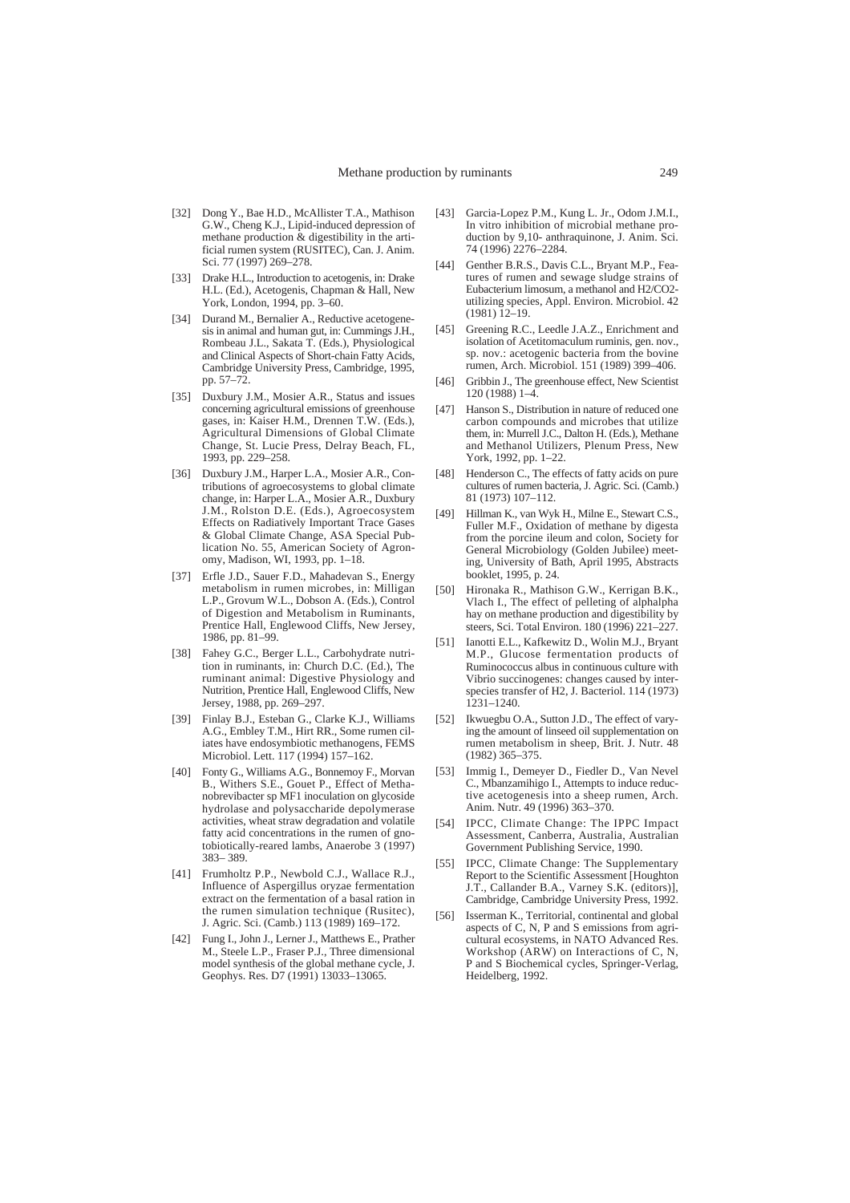[32] Dong Y., Bae H.D., McAllister T.A., Mathison G.W., Cheng K.J., Lipid-induced depression of methane production & digestibility in the artificial rumen system (RUSITEC), Can. J. Anim. Sci. 77 (1997) 269–278.

[33] Drake H.L., Introduction to acetogenis, in: Drake H.L. (Ed.), Acetogenis, Chapman & Hall, New York, London, 1994, pp. 3–60.

[34] Durand M., Bernalier A., Reductive acetogenesis in animal and human gut, in: Cummings J.H., Rombeau J.L., Sakata T. (Eds.), Physiological and Clinical Aspects of Short-chain Fatty Acids, Cambridge University Press, Cambridge, 1995, pp. 57–72.

[35] Duxbury J.M., Mosier A.R., Status and issues concerning agricultural emissions of greenhouse gases, in: Kaiser H.M., Drennen T.W. (Eds.), Agricultural Dimensions of Global Climate Change, St. Lucie Press, Delray Beach, FL, 1993, pp. 229–258.

[36] Duxbury J.M., Harper L.A., Mosier A.R., Contributions of agroecosystems to global climate change, in: Harper L.A., Mosier A.R., Duxbury J.M., Rolston D.E. (Eds.), Agroecosystem Effects on Radiatively Important Trace Gases & Global Climate Change, ASA Special Publication No. 55, American Society of Agronomy, Madison, WI, 1993, pp. 1–18.

[37] Erfle J.D., Sauer F.D., Mahadevan S., Energy metabolism in rumen microbes, in: Milligan L.P., Grovum W.L., Dobson A. (Eds.), Control of Digestion and Metabolism in Ruminants, Prentice Hall, Englewood Cliffs, New Jersey, 1986, pp. 81–99.

[38] Fahey G.C., Berger L.L., Carbohydrate nutrition in ruminants, in: Church D.C. (Ed.), The ruminant animal: Digestive Physiology and Nutrition, Prentice Hall, Englewood Cliffs, New Jersey, 1988, pp. 269–297.

[39] Finlay B.J., Esteban G., Clarke K.J., Williams A.G., Embley T.M., Hirt RR., Some rumen ciliates have endosymbiotic methanogens, FEMS Microbiol. Lett. 117 (1994) 157–162.

[40] Fonty G., Williams A.G., Bonnemoy F., Morvan B., Withers S.E., Gouet P., Effect of Methanobrevibacter sp MF1 inoculation on glycoside hydrolase and polysaccharide depolymerase activities, wheat straw degradation and volatile fatty acid concentrations in the rumen of gnotobiotically-reared lambs, Anaerobe 3 (1997) 383– 389.

[41] Frumholtz P.P., Newbold C.J., Wallace R.J., Influence of Aspergillus oryzae fermentation extract on the fermentation of a basal ration in the rumen simulation technique (Rusitec), J. Agric. Sci. (Camb.) 113 (1989) 169–172.

[42] Fung I., John J., Lerner J., Matthews E., Prather M., Steele L.P., Fraser P.J., Three dimensional model synthesis of the global methane cycle, J. Geophys. Res. D7 (1991) 13033–13065.

[43] Garcia-Lopez P.M., Kung L. Jr., Odom J.M.I., In vitro inhibition of microbial methane production by 9,10- anthraquinone, J. Anim. Sci. 74 (1996) 2276–2284.

[44] Genther B.R.S., Davis C.L., Bryant M.P., Features of rumen and sewage sludge strains of Eubacterium limosum, a methanol and H2/CO2-utilizing species, Appl. Environ. Microbiol. 42 (1981) 12–19.

[45] Greening R.C., Leedle J.A.Z., Enrichment and isolation of Acetitomaculum ruminis, gen. nov., sp. nov.: acetogenic bacteria from the bovine rumen, Arch. Microbiol. 151 (1989) 399–406.

[46] Gribbin J., The greenhouse effect, New Scientist 120 (1988) 1–4.

[47] Hanson S., Distribution in nature of reduced one carbon compounds and microbes that utilize them, in: Murrell J.C., Dalton H. (Eds.), Methane and Methanol Utilizers, Plenum Press, New York, 1992, pp. 1–22.

[48] Henderson C., The effects of fatty acids on pure cultures of rumen bacteria, J. Agric. Sci. (Camb.) 81 (1973) 107–112.

[49] Hillman K., van Wyk H., Milne E., Stewart C.S., Fuller M.F., Oxidation of methane by digesta from the porcine ileum and colon, Society for General Microbiology (Golden Jubilee) meeting, University of Bath, April 1995, Abstracts booklet, 1995, p. 24.

[50] Hironaka R., Mathison G.W., Kerrigan B.K., Vlach I., The effect of pelleting of alphalpha hay on methane production and digestibility by steers, Sci. Total Environ. 180 (1996) 221–227.

[51] Ianotti E.L., Kafkewitz D., Wolin M.J., Bryant M.P., Glucose fermentation products of Ruminococcus albus in continuous culture with Vibrio succinogenes: changes caused by interspecies transfer of H2, J. Bacteriol. 114 (1973) 1231–1240.

[52] Ikwuegbu O.A., Sutton J.D., The effect of varying the amount of linseed oil supplementation on rumen metabolism in sheep, Brit. J. Nutr. 48 (1982) 365–375.

[53] Immig I., Demeyer D., Fiedler D., Van Nevel C., Mbanzamihigo I., Attempts to induce reductive acetogenesis into a sheep rumen, Arch. Anim. Nutr. 49 (1996) 363–370.

[54] IPCC, Climate Change: The IPPC Impact Assessment, Canberra, Australia, Australian Government Publishing Service, 1990.

[55] IPCC, Climate Change: The Supplementary Report to the Scientific Assessment [Houghton J.T., Callander B.A., Varney S.K. (editors)], Cambridge, Cambridge University Press, 1992.

[56] Isserman K., Territorial, continental and global aspects of C, N, P and S emissions from agricultural ecosystems, in NATO Advanced Res. Workshop (ARW) on Interactions of C, N, P and S Biochemical cycles, Springer-Verlag, Heidelberg, 1992.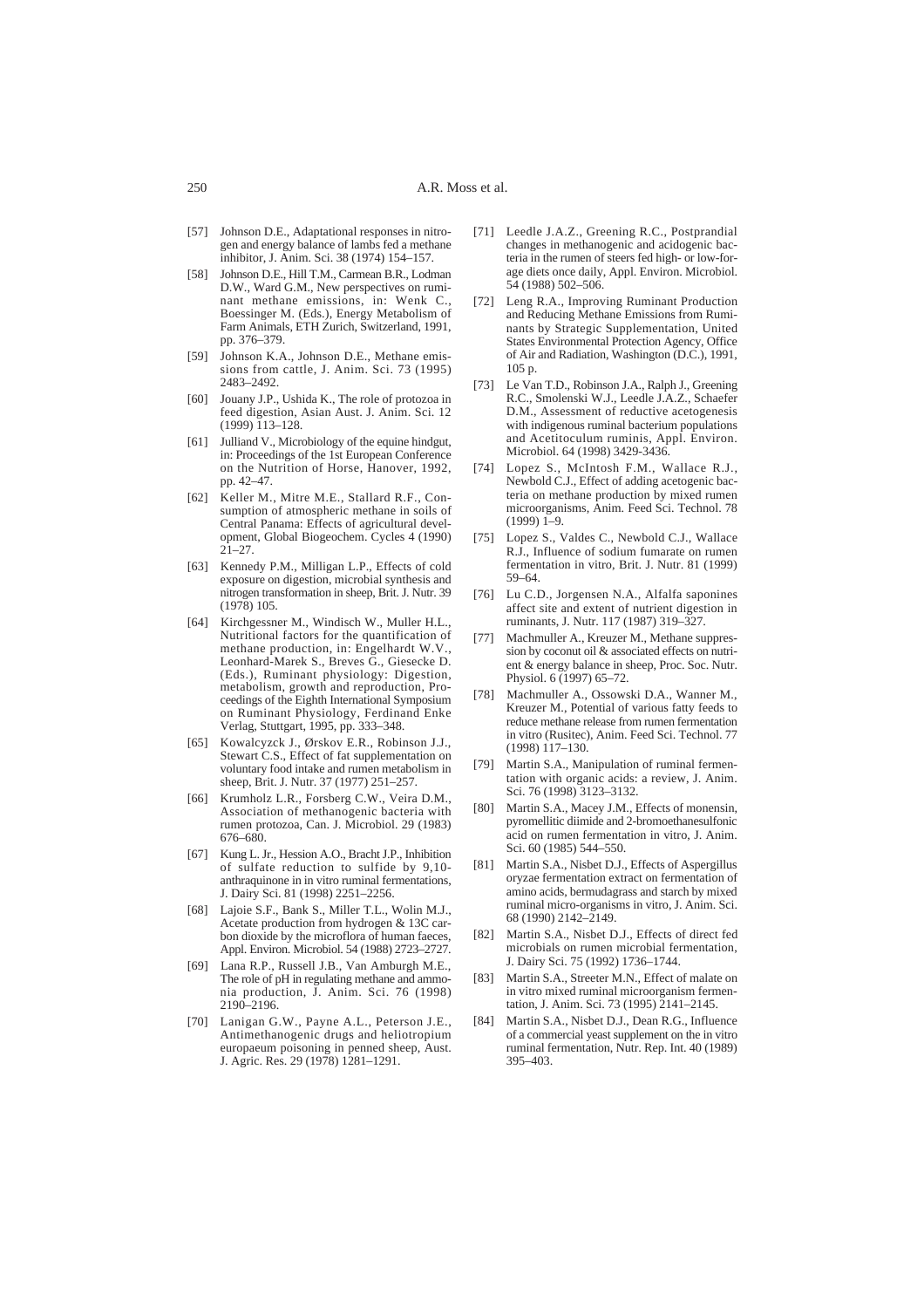[57] Johnson D.E., Adaptational responses in nitrogen and energy balance of lambs fed a methane inhibitor, J. Anim. Sci. 38 (1974) 154–157.

[58] Johnson D.E., Hill T.M., Carmean B.R., Lodman D.W., Ward G.M., New perspectives on ruminant methane emissions, in: Wenk C., Boessinger M. (Eds.), Energy Metabolism of Farm Animals, ETH Zurich, Switzerland, 1991, pp. 376–379.

[59] Johnson K.A., Johnson D.E., Methane emissions from cattle, J. Anim. Sci. 73 (1995) 2483–2492.

[60] Jouany J.P., Ushida K., The role of protozoa in feed digestion, Asian Aust. J. Anim. Sci. 12 (1999) 113–128.

[61] Julliand V., Microbiology of the equine hindgut, in: Proceedings of the 1st European Conference on the Nutrition of Horse, Hanover, 1992, pp. 42–47.

[62] Keller M., Mitre M.E., Stallard R.F., Consumption of atmospheric methane in soils of Central Panama: Effects of agricultural development, Global Biogeochem. Cycles 4 (1990) 21–27.

[63] Kennedy P.M., Milligan L.P., Effects of cold exposure on digestion, microbial synthesis and nitrogen transformation in sheep, Brit. J. Nutr. 39 (1978) 105.

[64] Kirchgessner M., Windisch W., Muller H.L., Nutritional factors for the quantification of methane production, in: Engelhardt W.V., Leonhard-Marek S., Breves G., Giesecke D. (Eds.), Ruminant physiology: Digestion, metabolism, growth and reproduction, Proceedings of the Eighth International Symposium on Ruminant Physiology, Ferdinand Enke Verlag, Stuttgart, 1995, pp. 333–348.

[65] Kowalcyzck J., Ørskov E.R., Robinson J.J., Stewart C.S., Effect of fat supplementation on voluntary food intake and rumen metabolism in sheep, Brit. J. Nutr. 37 (1977) 251–257.

[66] Krumholz L.R., Forsberg C.W., Veira D.M., Association of methanogenic bacteria with rumen protozoa, Can. J. Microbiol. 29 (1983) 676–680.

[67] Kung L. Jr., Hession A.O., Bracht J.P., Inhibition of sulfate reduction to sulfide by 9,10-anthraquinone in in vitro ruminal fermentations, J. Dairy Sci. 81 (1998) 2251–2256.

[68] Lajoie S.F., Bank S., Miller T.L., Wolin M.J., Acetate production from hydrogen & 13C carbon dioxide by the microflora of human faeces, Appl. Environ. Microbiol. 54 (1988) 2723–2727.

[69] Lana R.P., Russell J.B., Van Amburgh M.E., The role of pH in regulating methane and ammonia production, J. Anim. Sci. 76 (1998) 2190–2196.

[70] Lanigan G.W., Payne A.L., Peterson J.E., Antimethanogenic drugs and heliotropium europaeum poisoning in penned sheep, Aust. J. Agric. Res. 29 (1978) 1281–1291.

[71] Leedle J.A.Z., Greening R.C., Postprandial changes in methanogenic and acidogenic bacteria in the rumen of steers fed high- or low-forage diets once daily, Appl. Environ. Microbiol. 54 (1988) 502–506.

[72] Leng R.A., Improving Ruminant Production and Reducing Methane Emissions from Ruminants by Strategic Supplementation, United States Environmental Protection Agency, Office of Air and Radiation, Washington (D.C.), 1991, 105 p.

[73] Le Van T.D., Robinson J.A., Ralph J., Greening R.C., Smolenski W.J., Leedle J.A.Z., Schaefer D.M., Assessment of reductive acetogenesis with indigenous ruminal bacterium populations and Acetitoculum ruminis, Appl. Environ. Microbiol. 64 (1998) 3429-3436.

[74] Lopez S., McIntosh F.M., Wallace R.J., Newbold C.J., Effect of adding acetogenic bacteria on methane production by mixed rumen microorganisms, Anim. Feed Sci. Technol. 78 (1999) 1–9.

[75] Lopez S., Valdes C., Newbold C.J., Wallace R.J., Influence of sodium fumarate on rumen fermentation in vitro, Brit. J. Nutr. 81 (1999) 59–64.

[76] Lu C.D., Jorgensen N.A., Alfalfa saponines affect site and extent of nutrient digestion in ruminants, J. Nutr. 117 (1987) 319–327.

[77] Machmuller A., Kreuzer M., Methane suppression by coconut oil & associated effects on nutrient & energy balance in sheep, Proc. Soc. Nutr. Physiol. 6 (1997) 65–72.

[78] Machmuller A., Ossowski D.A., Wanner M., Kreuzer M., Potential of various fatty feeds to reduce methane release from rumen fermentation in vitro (Rusitec), Anim. Feed Sci. Technol. 77 (1998) 117–130.

[79] Martin S.A., Manipulation of ruminal fermentation with organic acids: a review, J. Anim. Sci. 76 (1998) 3123–3132.

[80] Martin S.A., Macey J.M., Effects of monensin, pyromellitic diimide and 2-bromoethanesulfonic acid on rumen fermentation in vitro, J. Anim. Sci. 60 (1985) 544–550.

[81] Martin S.A., Nisbet D.J., Effects of Aspergillus oryzae fermentation extract on fermentation of amino acids, bermudagrass and starch by mixed ruminal micro-organisms in vitro, J. Anim. Sci. 68 (1990) 2142–2149.

[82] Martin S.A., Nisbet D.J., Effects of direct fed microbials on rumen microbial fermentation, J. Dairy Sci. 75 (1992) 1736–1744.

[83] Martin S.A., Streeter M.N., Effect of malate on in vitro mixed ruminal microorganism fermentation, J. Anim. Sci. 73 (1995) 2141–2145.

[84] Martin S.A., Nisbet D.J., Dean R.G., Influence of a commercial yeast supplement on the in vitro ruminal fermentation, Nutr. Rep. Int. 40 (1989) 395–403.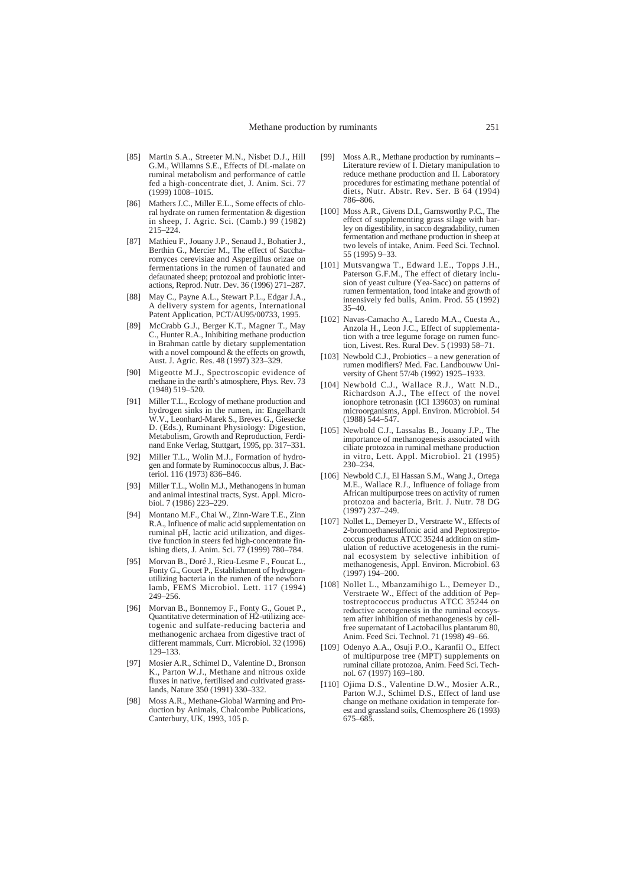[85] Martin S.A., Streeter M.N., Nisbet D.J., Hill G.M., Willamns S.E., Effects of DL-malate on ruminal metabolism and performance of cattle fed a high-concentrate diet, J. Anim. Sci. 77 (1999) 1008–1015.

[86] Mathers J.C., Miller E.L., Some effects of chloral hydrate on rumen fermentation & digestion in sheep, J. Agric. Sci. (Camb.) 99 (1982) 215–224.

[87] Mathieu F., Jouany J.P., Senaud J., Bohatier J., Berthin G., Mercier M., The effect of Saccharomyces cerevisiae and Aspergillus orizae on fermentations in the rumen of faunated and defaunated sheep; protozoal and probiotic interactions, Reprod. Nutr. Dev. 36 (1996) 271–287.

[88] May C., Payne A.L., Stewart P.L., Edgar J.A., A delivery system for agents, International Patent Application, PCT/AU95/00733, 1995.

[89] McCrabb G.J., Berger K.T., Magner T., May C., Hunter R.A., Inhibiting methane production in Brahman cattle by dietary supplementation with a novel compound & the effects on growth, Aust. J. Agric. Res. 48 (1997) 323–329.

[90] Migeotte M.J., Spectroscopic evidence of methane in the earth's atmosphere, Phys. Rev. 73 (1948) 519–520.

[91] Miller T.L., Ecology of methane production and hydrogen sinks in the rumen, in: Engelhardt W.V., Leonhard-Marek S., Breves G., Giesecke D. (Eds.), Ruminant Physiology: Digestion, Metabolism, Growth and Reproduction, Ferdinand Enke Verlag, Stuttgart, 1995, pp. 317–331.

[92] Miller T.L., Wolin M.J., Formation of hydrogen and formate by Ruminococcus albus, J. Bacteriol. 116 (1973) 836–846.

[93] Miller T.L., Wolin M.J., Methanogens in human and animal intestinal tracts, Syst. Appl. Microbiol. 7 (1986) 223–229.

[94] Montano M.F., Chai W., Zinn-Ware T.E., Zinn R.A., Influence of malic acid supplementation on ruminal pH, lactic acid utilization, and digestive function in steers fed high-concentrate finishing diets, J. Anim. Sci. 77 (1999) 780–784.

[95] Morvan B., Doré J., Rieu-Lesme F., Foucat L., Fonty G., Gouet P., Establishment of hydrogen-utilizing bacteria in the rumen of the newborn lamb, FEMS Microbiol. Lett. 117 (1994) 249–256.

[96] Morvan B., Bonnemoy F., Fonty G., Gouet P., Quantitative determination of H2-utilizing acetogenic and sulfate-reducing bacteria and methanogenic archaea from digestive tract of different mammals, Curr. Microbiol. 32 (1996) 129–133.

[97] Mosier A.R., Schimel D., Valentine D., Bronson K., Parton W.J., Methane and nitrous oxide fluxes in native, fertilised and cultivated grasslands, Nature 350 (1991) 330–332.

[98] Moss A.R., Methane-Global Warming and Production by Animals, Chalcombe Publications, Canterbury, UK, 1993, 105 p.

[99] Moss A.R., Methane production by ruminants – Literature review of I. Dietary manipulation to reduce methane production and II. Laboratory procedures for estimating methane potential of diets, Nutr. Abstr. Rev. Ser. B 64 (1994) 786–806.

[100] Moss A.R., Givens D.I., Garnsworthy P.C., The effect of supplementing grass silage with barley on digestibility, in sacco degradability, rumen fermentation and methane production in sheep at two levels of intake, Anim. Feed Sci. Technol. 55 (1995) 9–33.

[101] Mutsvangwa T., Edward I.E., Topps J.H., Paterson G.F.M., The effect of dietary inclusion of yeast culture (Yea-Sacc) on patterns of rumen fermentation, food intake and growth of intensively fed bulls, Anim. Prod. 55 (1992) 35–40.

[102] Navas-Camacho A., Laredo M.A., Cuesta A., Anzola H., Leon J.C., Effect of supplementation with a tree legume forage on rumen function, Livest. Res. Rural Dev. 5 (1993) 58–71.

[103] Newbold C.J., Probiotics – a new generation of rumen modifiers? Med. Fac. Landbouww University of Ghent 57/4b (1992) 1925–1933.

[104] Newbold C.J., Wallace R.J., Watt N.D., Richardson A.J., The effect of the novel ionophore tetronasin (ICI 139603) on ruminal microorganisms, Appl. Environ. Microbiol. 54 (1988) 544–547.

[105] Newbold C.J., Lassalas B., Jouany J.P., The importance of methanogenesis associated with ciliate protozoa in ruminal methane production in vitro, Lett. Appl. Microbiol. 21 (1995) 230–234.

[106] Newbold C.J., El Hassan S.M., Wang J., Ortega M.E., Wallace R.J., Influence of foliage from African multipurpose trees on activity of rumen protozoa and bacteria, Brit. J. Nutr. 78 DG (1997) 237–249.

[107] Nollet L., Demeyer D., Verstraete W., Effects of 2-bromoethanesulfonic acid and Peptostreptococcus productus ATCC 35244 addition on stimulation of reductive acetogenesis in the ruminal ecosystem by selective inhibition of methanogenesis, Appl. Environ. Microbiol. 63 (1997) 194–200.

[108] Nollet L., Mbanzamihigo L., Demeyer D., Verstraete W., Effect of the addition of Peptostreptococcus productus ATCC 35244 on reductive acetogenesis in the ruminal ecosystem after inhibition of methanogenesis by cell-free supernatant of Lactobacillus plantarum 80, Anim. Feed Sci. Technol. 71 (1998) 49–66.

[109] Odenyo A.A., Osuji P.O., Karanfil O., Effect of multipurpose tree (MPT) supplements on ruminal ciliate protozoa, Anim. Feed Sci. Technol. 67 (1997) 169–180.

[110] Ojima D.S., Valentine D.W., Mosier A.R., Parton W.J., Schimel D.S., Effect of land use change on methane oxidation in temperate forest and grassland soils, Chemosphere 26 (1993) 675–685.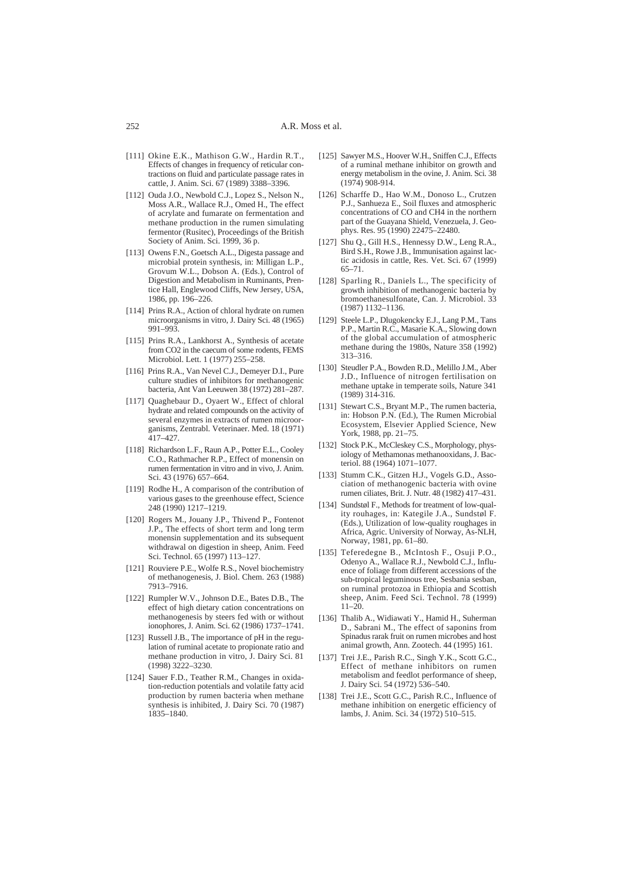[111] Okine E.K., Mathison G.W., Hardin R.T., Effects of changes in frequency of reticular contractions on fluid and particulate passage rates in cattle, J. Anim. Sci. 67 (1989) 3388–3396.

[112] Ouda J.O., Newbold C.J., Lopez S., Nelson N., Moss A.R., Wallace R.J., Omed H., The effect of acrylate and fumarate on fermentation and methane production in the rumen simulating fermentor (Rusitec), Proceedings of the British Society of Anim. Sci. 1999, 36 p.

[113] Owens F.N., Goetsch A.L., Digesta passage and microbial protein synthesis, in: Milligan L.P., Grovum W.L., Dobson A. (Eds.), Control of Digestion and Metabolism in Ruminants, Prentice Hall, Englewood Cliffs, New Jersey, USA, 1986, pp. 196–226.

[114] Prins R.A., Action of chloral hydrate on rumen microorganisms in vitro, J. Dairy Sci. 48 (1965) 991–993.

[115] Prins R.A., Lankhorst A., Synthesis of acetate from CO2 in the caecum of some rodents, FEMS Microbiol. Lett. 1 (1977) 255–258.

[116] Prins R.A., Van Nevel C.J., Demeyer D.I., Pure culture studies of inhibitors for methanogenic bacteria, Ant Van Leeuwen 38 (1972) 281–287.

[117] Quaghebaur D., Oyaert W., Effect of chloral hydrate and related compounds on the activity of several enzymes in extracts of rumen microorganisms, Zentrabl. Veterinaer. Med. 18 (1971) 417–427.

[118] Richardson L.F., Raun A.P., Potter E.L., Cooley C.O., Rathmacher R.P., Effect of monensin on rumen fermentation in vitro and in vivo, J. Anim. Sci. 43 (1976) 657–664.

[119] Rodhe H., A comparison of the contribution of various gases to the greenhouse effect, Science 248 (1990) 1217–1219.

[120] Rogers M., Jouany J.P., Thivend P., Fontenot J.P., The effects of short term and long term monensin supplementation and its subsequent withdrawal on digestion in sheep, Anim. Feed Sci. Technol. 65 (1997) 113–127.

[121] Rouviere P.E., Wolfe R.S., Novel biochemistry of methanogenesis, J. Biol. Chem. 263 (1988) 7913–7916.

[122] Rumpler W.V., Johnson D.E., Bates D.B., The effect of high dietary cation concentrations on methanogenesis by steers fed with or without ionophores, J. Anim. Sci. 62 (1986) 1737–1741.

[123] Russell J.B., The importance of pH in the regulation of ruminal acetate to propionate ratio and methane production in vitro, J. Dairy Sci. 81 (1998) 3222–3230.

[124] Sauer F.D., Teather R.M., Changes in oxidation-reduction potentials and volatile fatty acid production by rumen bacteria when methane synthesis is inhibited, J. Dairy Sci. 70 (1987) 1835–1840.

[125] Sawyer M.S., Hoover W.H., Sniffen C.J., Effects of a ruminal methane inhibitor on growth and energy metabolism in the ovine, J. Anim. Sci. 38 (1974) 908-914.

[126] Scharffe D., Hao W.M., Donoso L., Crutzen P.J., Sanhueza E., Soil fluxes and atmospheric concentrations of CO and CH4 in the northern part of the Guayana Shield, Venezuela, J. Geophys. Res. 95 (1990) 22475–22480.

[127] Shu Q., Gill H.S., Hennessy D.W., Leng R.A., Bird S.H., Rowe J.B., Immunisation against lactic acidosis in cattle, Res. Vet. Sci. 67 (1999) 65–71.

[128] Sparling R., Daniels L., The specificity of growth inhibition of methanogenic bacteria by bromoethanesulfonate, Can. J. Microbiol. 33 (1987) 1132–1136.

[129] Steele L.P., Dlugokencky E.J., Lang P.M., Tans P.P., Martin R.C., Masarie K.A., Slowing down of the global accumulation of atmospheric methane during the 1980s, Nature 358 (1992) 313–316.

[130] Steudler P.A., Bowden R.D., Melillo J.M., Aber J.D., Influence of nitrogen fertilisation on methane uptake in temperate soils, Nature 341 (1989) 314-316.

[131] Stewart C.S., Bryant M.P., The rumen bacteria, in: Hobson P.N. (Ed.), The Rumen Microbial Ecosystem, Elsevier Applied Science, New York, 1988, pp. 21–75.

[132] Stock P.K., McCleskey C.S., Morphology, physiology of Methamonas methanooxidans, J. Bacteriol. 88 (1964) 1071–1077.

[133] Stumm C.K., Gitzen H.J., Vogels G.D., Association of methanogenic bacteria with ovine rumen ciliates, Brit. J. Nutr. 48 (1982) 417–431.

[134] Sundstøl F., Methods for treatment of low-quality rouhages, in: Kategile J.A., Sundstøl F. (Eds.), Utilization of low-quality roughages in Africa, Agric. University of Norway, As-NLH, Norway, 1981, pp. 61–80.

[135] Teferedegne B., McIntosh F., Osuji P.O., Odenyo A., Wallace R.J., Newbold C.J., Influence of foliage from different accessions of the sub-tropical leguminous tree, Sesbania sesban, on ruminal protozoa in Ethiopia and Scottish sheep, Anim. Feed Sci. Technol. 78 (1999) 11–20.

[136] Thalib A., Widiawati Y., Hamid H., Suherman D., Sabrani M., The effect of saponins from Spinadus rarak fruit on rumen microbes and host animal growth, Ann. Zootech. 44 (1995) 161.

[137] Trei J.E., Parish R.C., Singh Y.K., Scott G.C., Effect of methane inhibitors on rumen metabolism and feedlot performance of sheep, J. Dairy Sci. 54 (1972) 536–540.

[138] Trei J.E., Scott G.C., Parish R.C., Influence of methane inhibition on energetic efficiency of lambs, J. Anim. Sci. 34 (1972) 510–515.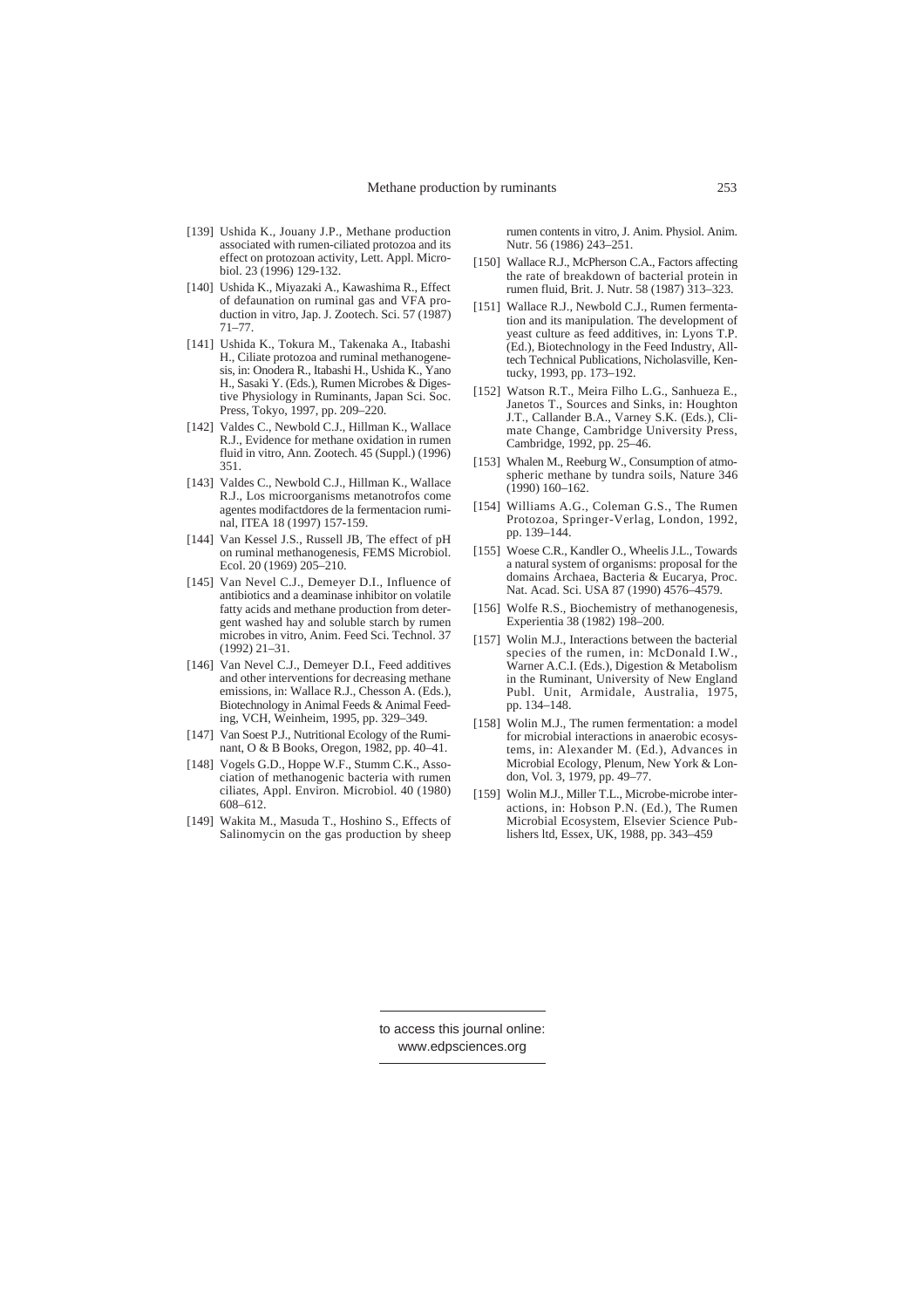[139] Ushida K., Jouany J.P., Methane production associated with rumen-ciliated protozoa and its effect on protozoan activity, Lett. Appl. Microbiol. 23 (1996) 129-132.

[140] Ushida K., Miyazaki A., Kawashima R., Effect of defaunation on ruminal gas and VFA production in vitro, Jap. J. Zootech. Sci. 57 (1987) 71–77.

[141] Ushida K., Tokura M., Takenaka A., Itabashi H., Ciliate protozoa and ruminal methanogenesis, in: Onodera R., Itabashi H., Ushida K., Yano H., Sasaki Y. (Eds.), Rumen Microbes & Digestive Physiology in Ruminants, Japan Sci. Soc. Press, Tokyo, 1997, pp. 209–220.

[142] Valdes C., Newbold C.J., Hillman K., Wallace R.J., Evidence for methane oxidation in rumen fluid in vitro, Ann. Zootech. 45 (Suppl.) (1996) 351.

[143] Valdes C., Newbold C.J., Hillman K., Wallace R.J., Los microorganisms metanotrofos come agentes modifactdores de la fermentacion ruminal, ITEA 18 (1997) 157-159.

[144] Van Kessel J.S., Russell JB, The effect of pH on ruminal methanogenesis, FEMS Microbiol. Ecol. 20 (1969) 205–210.

[145] Van Nevel C.J., Demeyer D.I., Influence of antibiotics and a deaminase inhibitor on volatile fatty acids and methane production from detergent washed hay and soluble starch by rumen microbes in vitro, Anim. Feed Sci. Technol. 37 (1992) 21–31.

[146] Van Nevel C.J., Demeyer D.I., Feed additives and other interventions for decreasing methane emissions, in: Wallace R.J., Chesson A. (Eds.), Biotechnology in Animal Feeds & Animal Feeding, VCH, Weinheim, 1995, pp. 329–349.

[147] Van Soest P.J., Nutritional Ecology of the Ruminant, O & B Books, Oregon, 1982, pp. 40–41.

[148] Vogels G.D., Hoppe W.F., Stumm C.K., Association of methanogenic bacteria with rumen ciliates, Appl. Environ. Microbiol. 40 (1980) 608–612.

[149] Wakita M., Masuda T., Hoshino S., Effects of Salinomycin on the gas production by sheep rumen contents in vitro, J. Anim. Physiol. Anim. Nutr. 56 (1986) 243–251.

[150] Wallace R.J., McPherson C.A., Factors affecting the rate of breakdown of bacterial protein in rumen fluid, Brit. J. Nutr. 58 (1987) 313–323.

[151] Wallace R.J., Newbold C.J., Rumen fermentation and its manipulation. The development of yeast culture as feed additives, in: Lyons T.P. (Ed.), Biotechnology in the Feed Industry, Alltech Technical Publications, Nicholasville, Kentucky, 1993, pp. 173–192.

[152] Watson R.T., Meira Filho L.G., Sanhueza E., Janetos T., Sources and Sinks, in: Houghton J.T., Callander B.A., Varney S.K. (Eds.), Climate Change, Cambridge University Press, Cambridge, 1992, pp. 25–46.

[153] Whalen M., Reeburg W., Consumption of atmospheric methane by tundra soils, Nature 346 (1990) 160–162.

[154] Williams A.G., Coleman G.S., The Rumen Protozoa, Springer-Verlag, London, 1992, pp. 139–144.

[155] Woese C.R., Kandler O., Wheelis J.L., Towards a natural system of organisms: proposal for the domains Archaea, Bacteria & Eucarya, Proc. Nat. Acad. Sci. USA 87 (1990) 4576–4579.

[156] Wolfe R.S., Biochemistry of methanogenesis, Experientia 38 (1982) 198–200.

[157] Wolin M.J., Interactions between the bacterial species of the rumen, in: McDonald I.W., Warner A.C.I. (Eds.), Digestion & Metabolism in the Ruminant, University of New England Publ. Unit, Armidale, Australia, 1975, pp. 134–148.

[158] Wolin M.J., The rumen fermentation: a model for microbial interactions in anaerobic ecosystems, in: Alexander M. (Ed.), Advances in Microbial Ecology, Plenum, New York & London, Vol. 3, 1979, pp. 49–77.

[159] Wolin M.J., Miller T.L., Microbe-microbe interactions, in: Hobson P.N. (Ed.), The Rumen Microbial Ecosystem, Elsevier Science Publishers ltd, Essex, UK, 1988, pp. 343–459

---

to access this journal online:
www.edpsciences.org